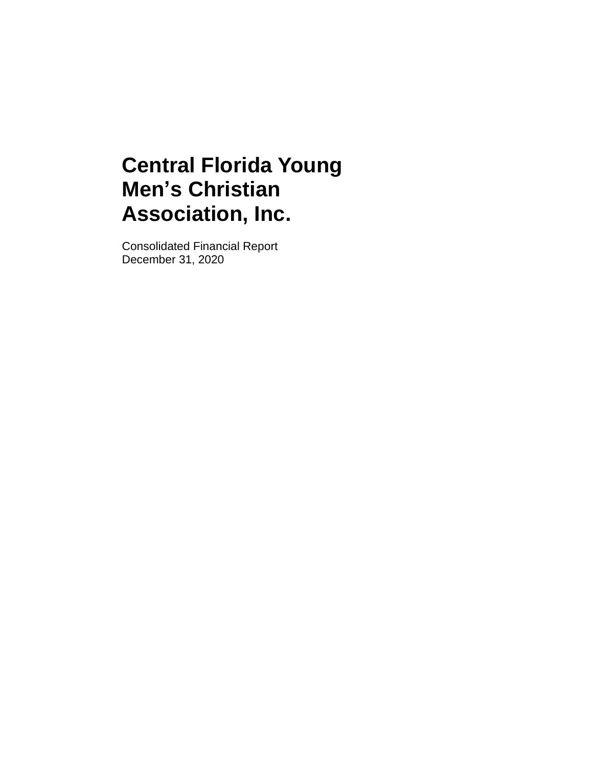# Central Florida Young Men's Christian Association, Inc.

Consolidated Financial Report
December 31, 2020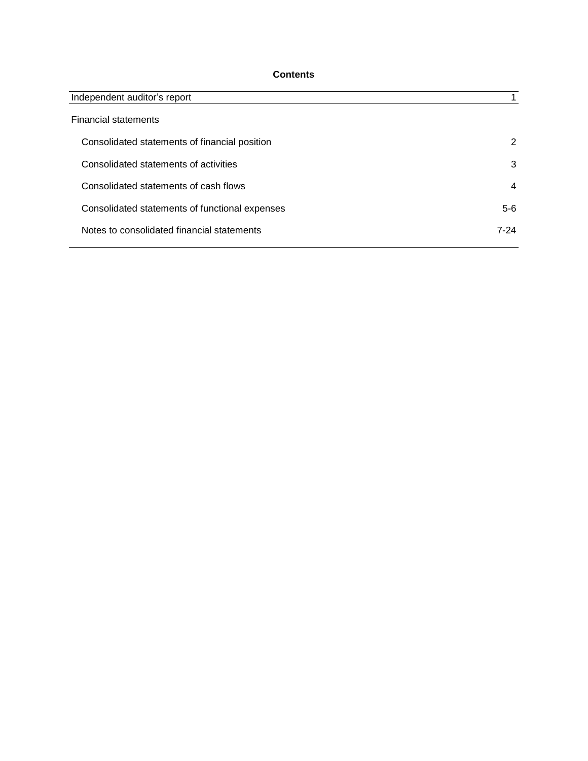# Contents

| | |
|---|---|
| Independent auditor's report | 1 |
| Financial statements | |
| Consolidated statements of financial position | 2 |
| Consolidated statements of activities | 3 |
| Consolidated statements of cash flows | 4 |
| Consolidated statements of functional expenses | 5-6 |
| Notes to consolidated financial statements | 7-24 |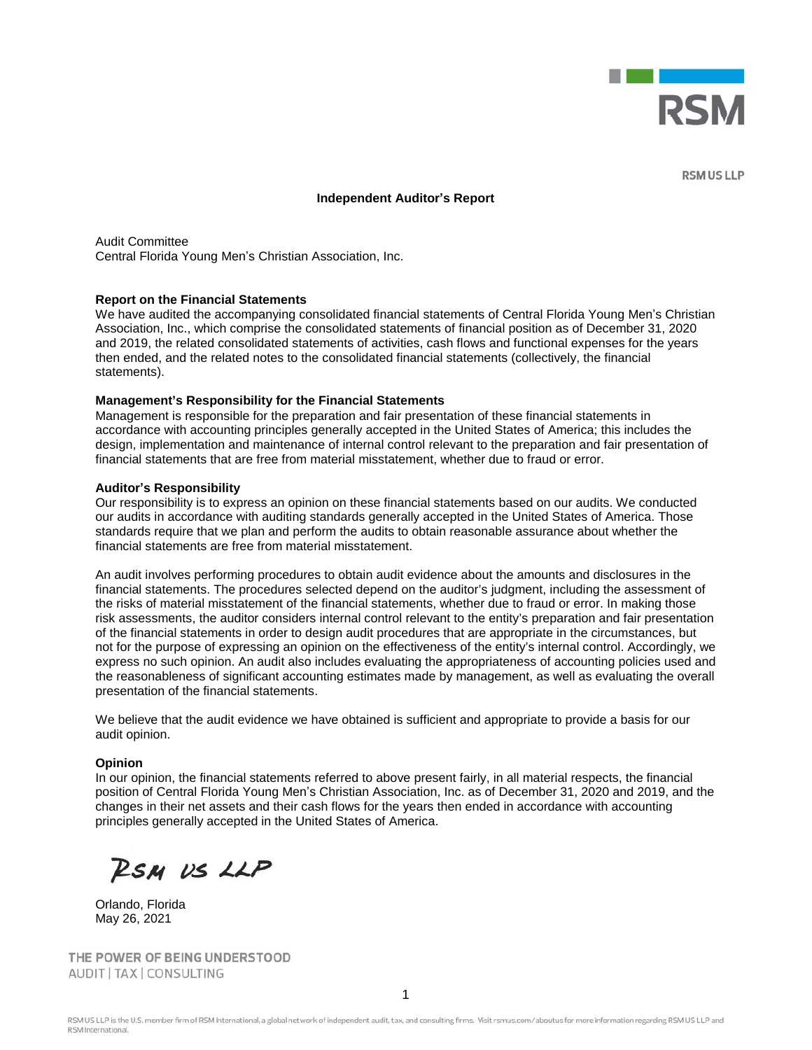RSM

RSM US LLP

# Independent Auditor's Report

Audit Committee
Central Florida Young Men's Christian Association, Inc.

**Report on the Financial Statements**
We have audited the accompanying consolidated financial statements of Central Florida Young Men's Christian Association, Inc., which comprise the consolidated statements of financial position as of December 31, 2020 and 2019, the related consolidated statements of activities, cash flows and functional expenses for the years then ended, and the related notes to the consolidated financial statements (collectively, the financial statements).

**Management's Responsibility for the Financial Statements**
Management is responsible for the preparation and fair presentation of these financial statements in accordance with accounting principles generally accepted in the United States of America; this includes the design, implementation and maintenance of internal control relevant to the preparation and fair presentation of financial statements that are free from material misstatement, whether due to fraud or error.

**Auditor's Responsibility**
Our responsibility is to express an opinion on these financial statements based on our audits. We conducted our audits in accordance with auditing standards generally accepted in the United States of America. Those standards require that we plan and perform the audits to obtain reasonable assurance about whether the financial statements are free from material misstatement.

An audit involves performing procedures to obtain audit evidence about the amounts and disclosures in the financial statements. The procedures selected depend on the auditor's judgment, including the assessment of the risks of material misstatement of the financial statements, whether due to fraud or error. In making those risk assessments, the auditor considers internal control relevant to the entity's preparation and fair presentation of the financial statements in order to design audit procedures that are appropriate in the circumstances, but not for the purpose of expressing an opinion on the effectiveness of the entity's internal control. Accordingly, we express no such opinion. An audit also includes evaluating the appropriateness of accounting policies used and the reasonableness of significant accounting estimates made by management, as well as evaluating the overall presentation of the financial statements.

We believe that the audit evidence we have obtained is sufficient and appropriate to provide a basis for our audit opinion.

**Opinion**
In our opinion, the financial statements referred to above present fairly, in all material respects, the financial position of Central Florida Young Men's Christian Association, Inc. as of December 31, 2020 and 2019, and the changes in their net assets and their cash flows for the years then ended in accordance with accounting principles generally accepted in the United States of America.

RSM US LLP

Orlando, Florida
May 26, 2021

THE POWER OF BEING UNDERSTOOD
AUDIT | TAX | CONSULTING

RSM US LLP is the U.S. member firm of RSM International, a global network of independent audit, tax, and consulting firms. Visit rsmus.com/aboutus for more information regarding RSM US LLP and RSM International.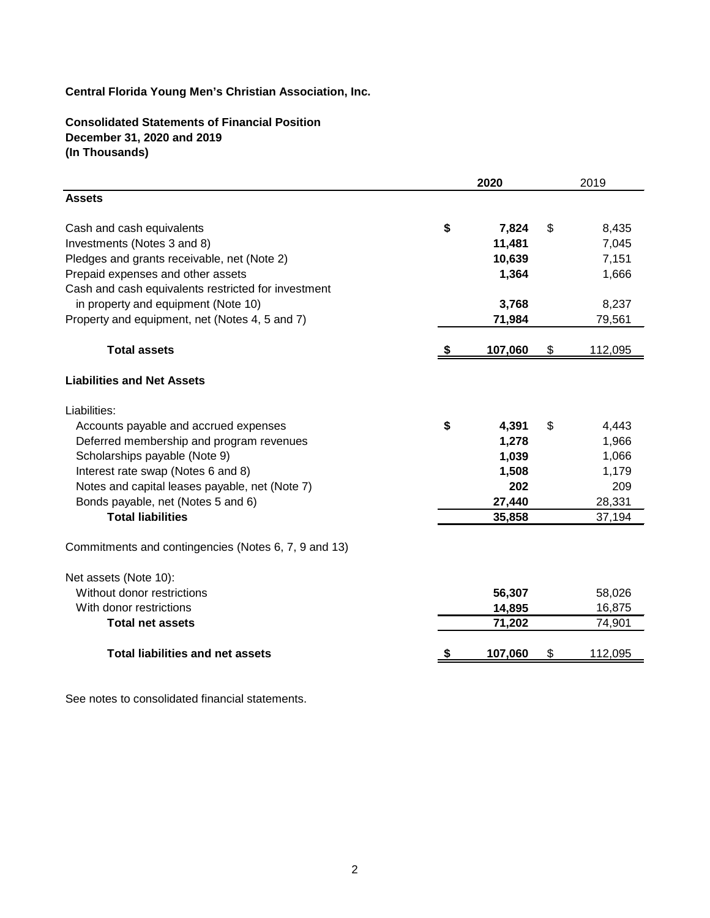**Central Florida Young Men's Christian Association, Inc.**

**Consolidated Statements of Financial Position**
**December 31, 2020 and 2019**
**(In Thousands)**

| | **2020** | 2019 |
|---|---|---|
| **Assets** | | |
| Cash and cash equivalents | **$ 7,824** | $ 8,435 |
| Investments (Notes 3 and 8) | **11,481** | 7,045 |
| Pledges and grants receivable, net (Note 2) | **10,639** | 7,151 |
| Prepaid expenses and other assets | **1,364** | 1,666 |
| Cash and cash equivalents restricted for investment in property and equipment (Note 10) | **3,768** | 8,237 |
| Property and equipment, net (Notes 4, 5 and 7) | **71,984** | 79,561 |
| **Total assets** | **$ 107,060** | $ 112,095 |
| **Liabilities and Net Assets** | | |
| Liabilities: | | |
| Accounts payable and accrued expenses | **$ 4,391** | $ 4,443 |
| Deferred membership and program revenues | **1,278** | 1,966 |
| Scholarships payable (Note 9) | **1,039** | 1,066 |
| Interest rate swap (Notes 6 and 8) | **1,508** | 1,179 |
| Notes and capital leases payable, net (Note 7) | **202** | 209 |
| Bonds payable, net (Notes 5 and 6) | **27,440** | 28,331 |
| **Total liabilities** | **35,858** | 37,194 |
| Commitments and contingencies (Notes 6, 7, 9 and 13) | | |
| Net assets (Note 10): | | |
| Without donor restrictions | **56,307** | 58,026 |
| With donor restrictions | **14,895** | 16,875 |
| **Total net assets** | **71,202** | 74,901 |
| **Total liabilities and net assets** | **$ 107,060** | $ 112,095 |

See notes to consolidated financial statements.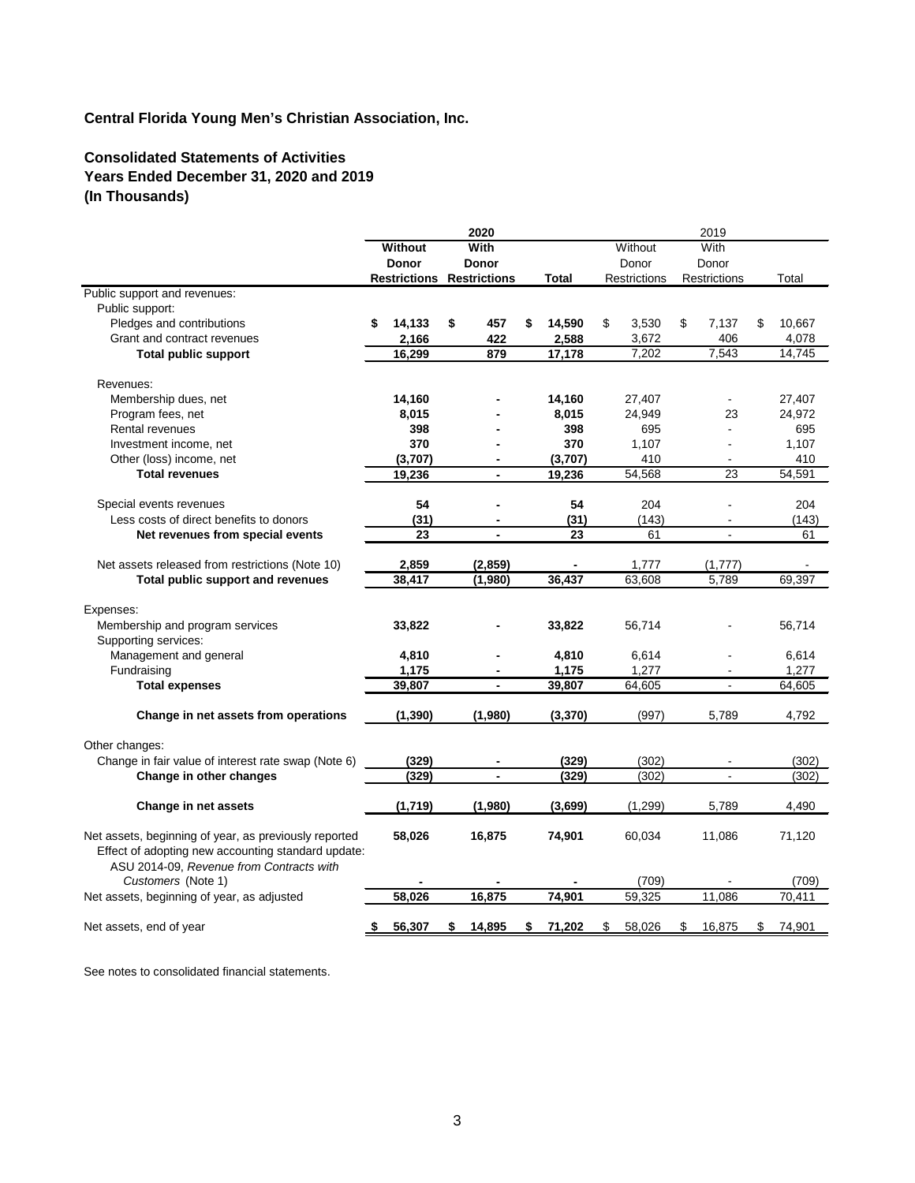**Central Florida Young Men's Christian Association, Inc.**

**Consolidated Statements of Activities**
**Years Ended December 31, 2020 and 2019**
**(In Thousands)**

| | 2020 | | | 2019 | | |
|---|---|---|---|---|---|---|
| | **Without Donor Restrictions** | **With Donor Restrictions** | **Total** | Without Donor Restrictions | With Donor Restrictions | Total |
| Public support and revenues: | | | | | | |
| Public support: | | | | | | |
| Pledges and contributions | **$ 14,133** | **$ 457** | **$ 14,590** | $ 3,530 | $ 7,137 | $ 10,667 |
| Grant and contract revenues | **2,166** | **422** | **2,588** | 3,672 | 406 | 4,078 |
| **Total public support** | **16,299** | **879** | **17,178** | 7,202 | 7,543 | 14,745 |
| Revenues: | | | | | | |
| Membership dues, net | **14,160** | **-** | **14,160** | 27,407 | - | 27,407 |
| Program fees, net | **8,015** | **-** | **8,015** | 24,949 | 23 | 24,972 |
| Rental revenues | **398** | **-** | **398** | 695 | - | 695 |
| Investment income, net | **370** | **-** | **370** | 1,107 | - | 1,107 |
| Other (loss) income, net | **(3,707)** | **-** | **(3,707)** | 410 | - | 410 |
| **Total revenues** | **19,236** | **-** | **19,236** | 54,568 | 23 | 54,591 |
| Special events revenues | **54** | **-** | **54** | 204 | - | 204 |
| Less costs of direct benefits to donors | **(31)** | **-** | **(31)** | (143) | - | (143) |
| **Net revenues from special events** | **23** | **-** | **23** | 61 | - | 61 |
| Net assets released from restrictions (Note 10) | **2,859** | **(2,859)** | **-** | 1,777 | (1,777) | - |
| **Total public support and revenues** | **38,417** | **(1,980)** | **36,437** | 63,608 | 5,789 | 69,397 |
| Expenses: | | | | | | |
| Membership and program services | **33,822** | **-** | **33,822** | 56,714 | - | 56,714 |
| Supporting services: | | | | | | |
| Management and general | **4,810** | **-** | **4,810** | 6,614 | - | 6,614 |
| Fundraising | **1,175** | **-** | **1,175** | 1,277 | - | 1,277 |
| **Total expenses** | **39,807** | **-** | **39,807** | 64,605 | - | 64,605 |
| **Change in net assets from operations** | **(1,390)** | **(1,980)** | **(3,370)** | (997) | 5,789 | 4,792 |
| Other changes: | | | | | | |
| Change in fair value of interest rate swap (Note 6) | **(329)** | **-** | **(329)** | (302) | - | (302) |
| **Change in other changes** | **(329)** | **-** | **(329)** | (302) | - | (302) |
| **Change in net assets** | **(1,719)** | **(1,980)** | **(3,699)** | (1,299) | 5,789 | 4,490 |
| Net assets, beginning of year, as previously reported | **58,026** | **16,875** | **74,901** | 60,034 | 11,086 | 71,120 |
| Effect of adopting new accounting standard update: ASU 2014-09, *Revenue from Contracts with Customers* (Note 1) | **-** | **-** | **-** | (709) | - | (709) |
| Net assets, beginning of year, as adjusted | **58,026** | **16,875** | **74,901** | 59,325 | 11,086 | 70,411 |
| Net assets, end of year | **$ 56,307** | **$ 14,895** | **$ 71,202** | $ 58,026 | $ 16,875 | $ 74,901 |

See notes to consolidated financial statements.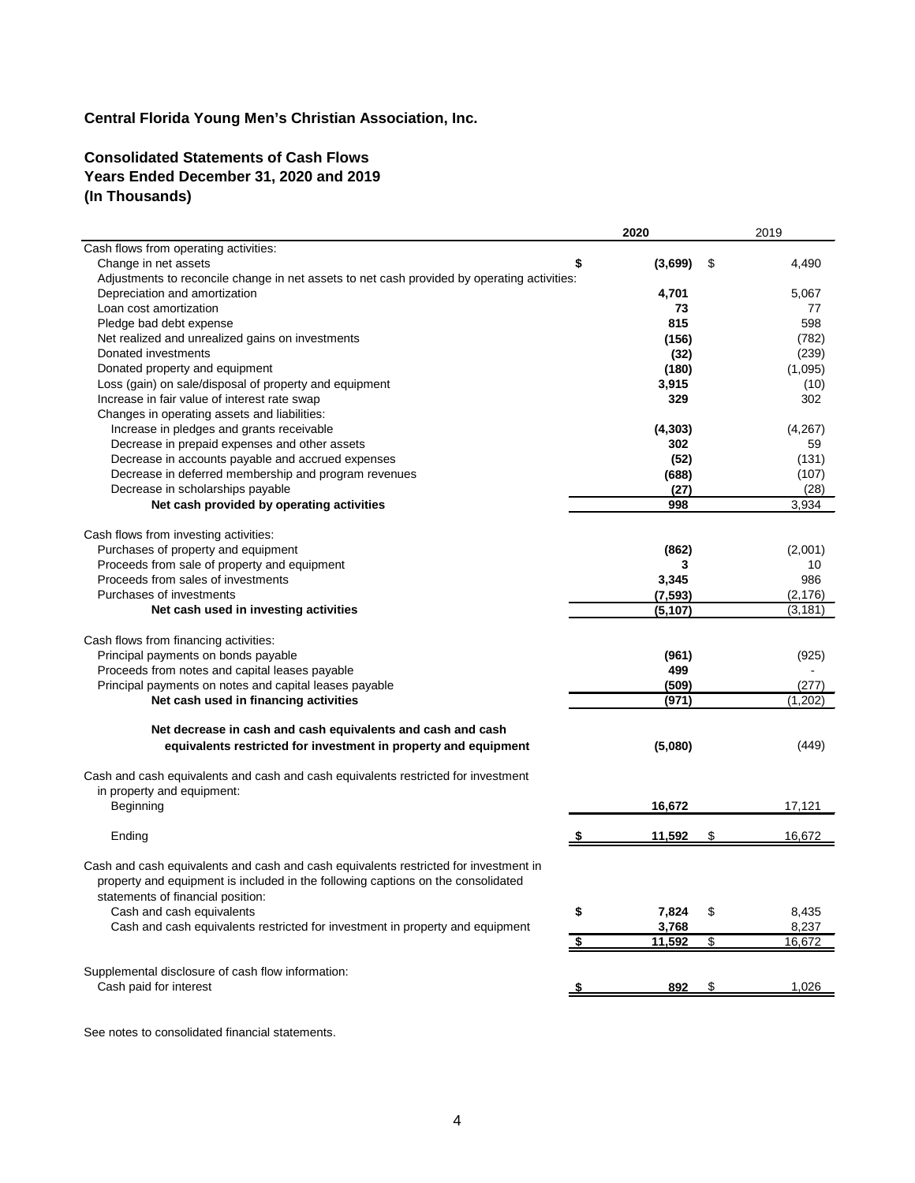**Central Florida Young Men's Christian Association, Inc.**

**Consolidated Statements of Cash Flows**
**Years Ended December 31, 2020 and 2019**
**(In Thousands)**

| | 2020 | 2019 |
|---|---|---|
| Cash flows from operating activities: | | |
| Change in net assets | $ (3,699) | $ 4,490 |
| Adjustments to reconcile change in net assets to net cash provided by operating activities: | | |
| Depreciation and amortization | 4,701 | 5,067 |
| Loan cost amortization | 73 | 77 |
| Pledge bad debt expense | 815 | 598 |
| Net realized and unrealized gains on investments | (156) | (782) |
| Donated investments | (32) | (239) |
| Donated property and equipment | (180) | (1,095) |
| Loss (gain) on sale/disposal of property and equipment | 3,915 | (10) |
| Increase in fair value of interest rate swap | 329 | 302 |
| Changes in operating assets and liabilities: | | |
| Increase in pledges and grants receivable | (4,303) | (4,267) |
| Decrease in prepaid expenses and other assets | 302 | 59 |
| Decrease in accounts payable and accrued expenses | (52) | (131) |
| Decrease in deferred membership and program revenues | (688) | (107) |
| Decrease in scholarships payable | (27) | (28) |
| **Net cash provided by operating activities** | 998 | 3,934 |
| Cash flows from investing activities: | | |
| Purchases of property and equipment | (862) | (2,001) |
| Proceeds from sale of property and equipment | 3 | 10 |
| Proceeds from sales of investments | 3,345 | 986 |
| Purchases of investments | (7,593) | (2,176) |
| **Net cash used in investing activities** | (5,107) | (3,181) |
| Cash flows from financing activities: | | |
| Principal payments on bonds payable | (961) | (925) |
| Proceeds from notes and capital leases payable | 499 | - |
| Principal payments on notes and capital leases payable | (509) | (277) |
| **Net cash used in financing activities** | (971) | (1,202) |
| **Net decrease in cash and cash equivalents and cash and cash equivalents restricted for investment in property and equipment** | (5,080) | (449) |
| Cash and cash equivalents and cash and cash equivalents restricted for investment in property and equipment: | | |
| Beginning | 16,672 | 17,121 |
| Ending | $ 11,592 | $ 16,672 |
| Cash and cash equivalents and cash and cash equivalents restricted for investment in property and equipment is included in the following captions on the consolidated statements of financial position: | | |
| Cash and cash equivalents | $ 7,824 | $ 8,435 |
| Cash and cash equivalents restricted for investment in property and equipment | 3,768 | 8,237 |
| | $ 11,592 | $ 16,672 |
| Supplemental disclosure of cash flow information: | | |
| Cash paid for interest | $ 892 | $ 1,026 |

See notes to consolidated financial statements.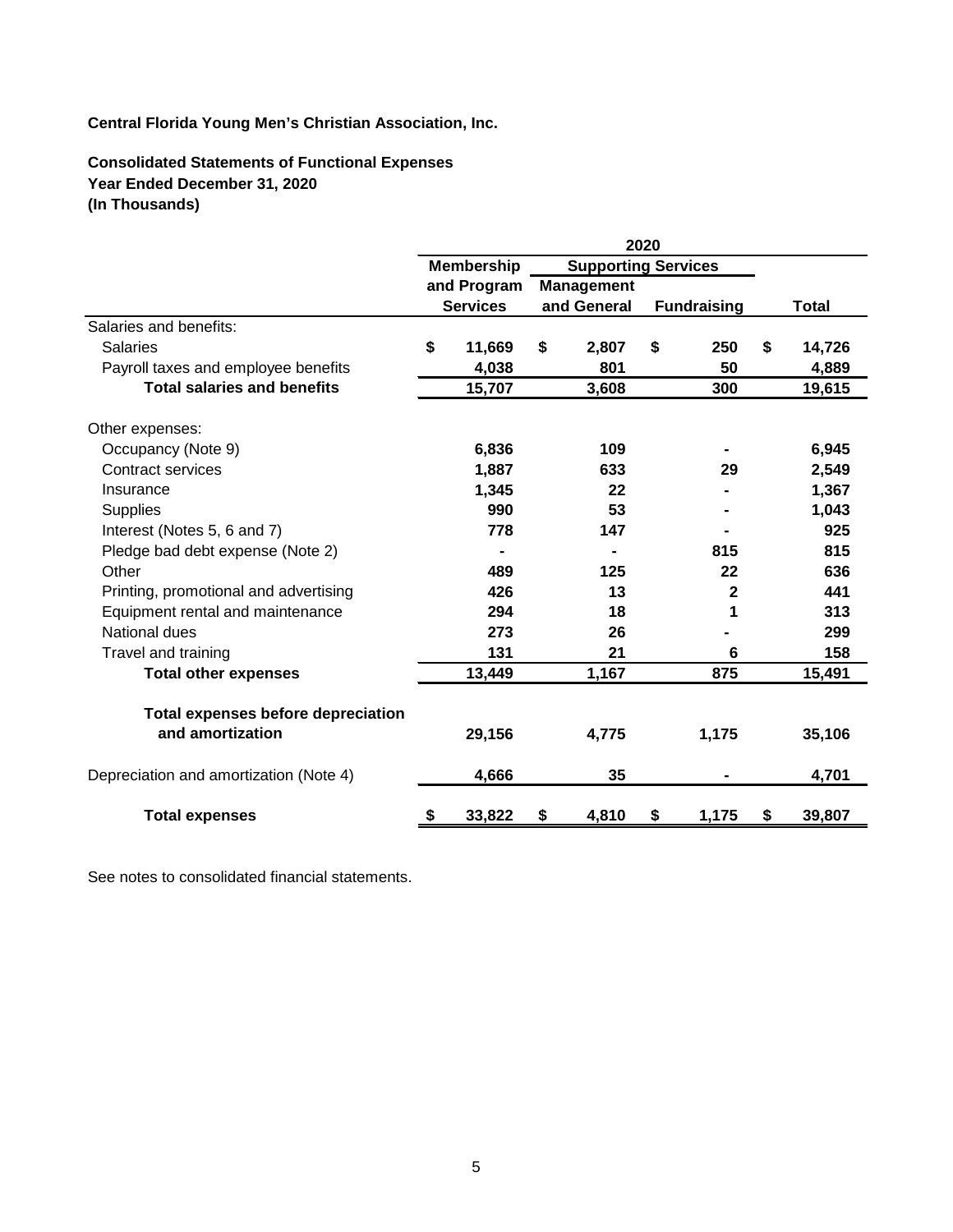**Central Florida Young Men's Christian Association, Inc.**

**Consolidated Statements of Functional Expenses**
**Year Ended December 31, 2020**
**(In Thousands)**

| | 2020 | | | |
|---|---|---|---|---|
| | Membership and Program Services | Supporting Services | | |
| | | Management and General | Fundraising | Total |
| Salaries and benefits: | | | | |
| Salaries | $ 11,669 | $ 2,807 | $ 250 | $ 14,726 |
| Payroll taxes and employee benefits | 4,038 | 801 | 50 | 4,889 |
| **Total salaries and benefits** | **15,707** | **3,608** | **300** | **19,615** |
| Other expenses: | | | | |
| Occupancy (Note 9) | 6,836 | 109 | - | 6,945 |
| Contract services | 1,887 | 633 | 29 | 2,549 |
| Insurance | 1,345 | 22 | - | 1,367 |
| Supplies | 990 | 53 | - | 1,043 |
| Interest (Notes 5, 6 and 7) | 778 | 147 | - | 925 |
| Pledge bad debt expense (Note 2) | - | - | 815 | 815 |
| Other | 489 | 125 | 22 | 636 |
| Printing, promotional and advertising | 426 | 13 | 2 | 441 |
| Equipment rental and maintenance | 294 | 18 | 1 | 313 |
| National dues | 273 | 26 | - | 299 |
| Travel and training | 131 | 21 | 6 | 158 |
| **Total other expenses** | **13,449** | **1,167** | **875** | **15,491** |
| **Total expenses before depreciation and amortization** | **29,156** | **4,775** | **1,175** | **35,106** |
| Depreciation and amortization (Note 4) | 4,666 | 35 | - | 4,701 |
| **Total expenses** | **$ 33,822** | **$ 4,810** | **$ 1,175** | **$ 39,807** |

See notes to consolidated financial statements.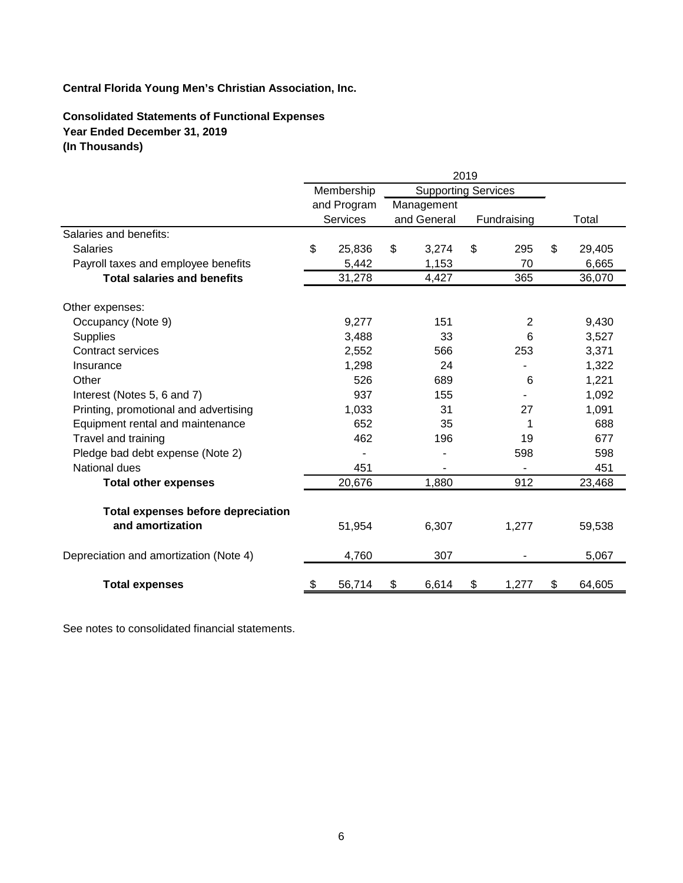**Central Florida Young Men's Christian Association, Inc.**

**Consolidated Statements of Functional Expenses**
**Year Ended December 31, 2019**
**(In Thousands)**

| | 2019 | | | |
|---|---|---|---|---|
| | Membership and Program Services | Supporting Services | | |
| | | Management and General | Fundraising | Total |
| Salaries and benefits: | | | | |
| Salaries | $ 25,836 | $ 3,274 | $ 295 | $ 29,405 |
| Payroll taxes and employee benefits | 5,442 | 1,153 | 70 | 6,665 |
| **Total salaries and benefits** | 31,278 | 4,427 | 365 | 36,070 |
| Other expenses: | | | | |
| Occupancy (Note 9) | 9,277 | 151 | 2 | 9,430 |
| Supplies | 3,488 | 33 | 6 | 3,527 |
| Contract services | 2,552 | 566 | 253 | 3,371 |
| Insurance | 1,298 | 24 | - | 1,322 |
| Other | 526 | 689 | 6 | 1,221 |
| Interest (Notes 5, 6 and 7) | 937 | 155 | - | 1,092 |
| Printing, promotional and advertising | 1,033 | 31 | 27 | 1,091 |
| Equipment rental and maintenance | 652 | 35 | 1 | 688 |
| Travel and training | 462 | 196 | 19 | 677 |
| Pledge bad debt expense (Note 2) | - | - | 598 | 598 |
| National dues | 451 | - | - | 451 |
| **Total other expenses** | 20,676 | 1,880 | 912 | 23,468 |
| **Total expenses before depreciation and amortization** | 51,954 | 6,307 | 1,277 | 59,538 |
| Depreciation and amortization (Note 4) | 4,760 | 307 | - | 5,067 |
| **Total expenses** | $ 56,714 | $ 6,614 | $ 1,277 | $ 64,605 |

See notes to consolidated financial statements.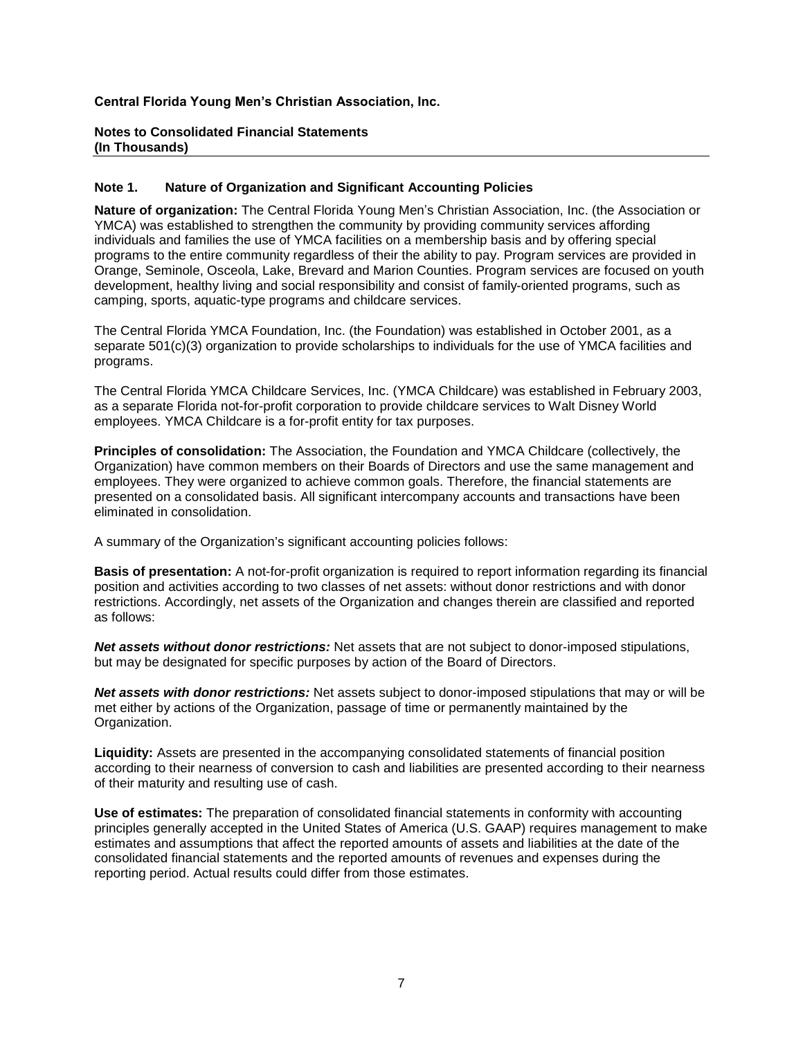**Central Florida Young Men's Christian Association, Inc.**

**Notes to Consolidated Financial Statements**
**(In Thousands)**

## Note 1. Nature of Organization and Significant Accounting Policies

**Nature of organization:** The Central Florida Young Men's Christian Association, Inc. (the Association or YMCA) was established to strengthen the community by providing community services affording individuals and families the use of YMCA facilities on a membership basis and by offering special programs to the entire community regardless of their the ability to pay. Program services are provided in Orange, Seminole, Osceola, Lake, Brevard and Marion Counties. Program services are focused on youth development, healthy living and social responsibility and consist of family-oriented programs, such as camping, sports, aquatic-type programs and childcare services.

The Central Florida YMCA Foundation, Inc. (the Foundation) was established in October 2001, as a separate 501(c)(3) organization to provide scholarships to individuals for the use of YMCA facilities and programs.

The Central Florida YMCA Childcare Services, Inc. (YMCA Childcare) was established in February 2003, as a separate Florida not-for-profit corporation to provide childcare services to Walt Disney World employees. YMCA Childcare is a for-profit entity for tax purposes.

**Principles of consolidation:** The Association, the Foundation and YMCA Childcare (collectively, the Organization) have common members on their Boards of Directors and use the same management and employees. They were organized to achieve common goals. Therefore, the financial statements are presented on a consolidated basis. All significant intercompany accounts and transactions have been eliminated in consolidation.

A summary of the Organization's significant accounting policies follows:

**Basis of presentation:** A not-for-profit organization is required to report information regarding its financial position and activities according to two classes of net assets: without donor restrictions and with donor restrictions. Accordingly, net assets of the Organization and changes therein are classified and reported as follows:

***Net assets without donor restrictions:*** Net assets that are not subject to donor-imposed stipulations, but may be designated for specific purposes by action of the Board of Directors.

***Net assets with donor restrictions:*** Net assets subject to donor-imposed stipulations that may or will be met either by actions of the Organization, passage of time or permanently maintained by the Organization.

**Liquidity:** Assets are presented in the accompanying consolidated statements of financial position according to their nearness of conversion to cash and liabilities are presented according to their nearness of their maturity and resulting use of cash.

**Use of estimates:** The preparation of consolidated financial statements in conformity with accounting principles generally accepted in the United States of America (U.S. GAAP) requires management to make estimates and assumptions that affect the reported amounts of assets and liabilities at the date of the consolidated financial statements and the reported amounts of revenues and expenses during the reporting period. Actual results could differ from those estimates.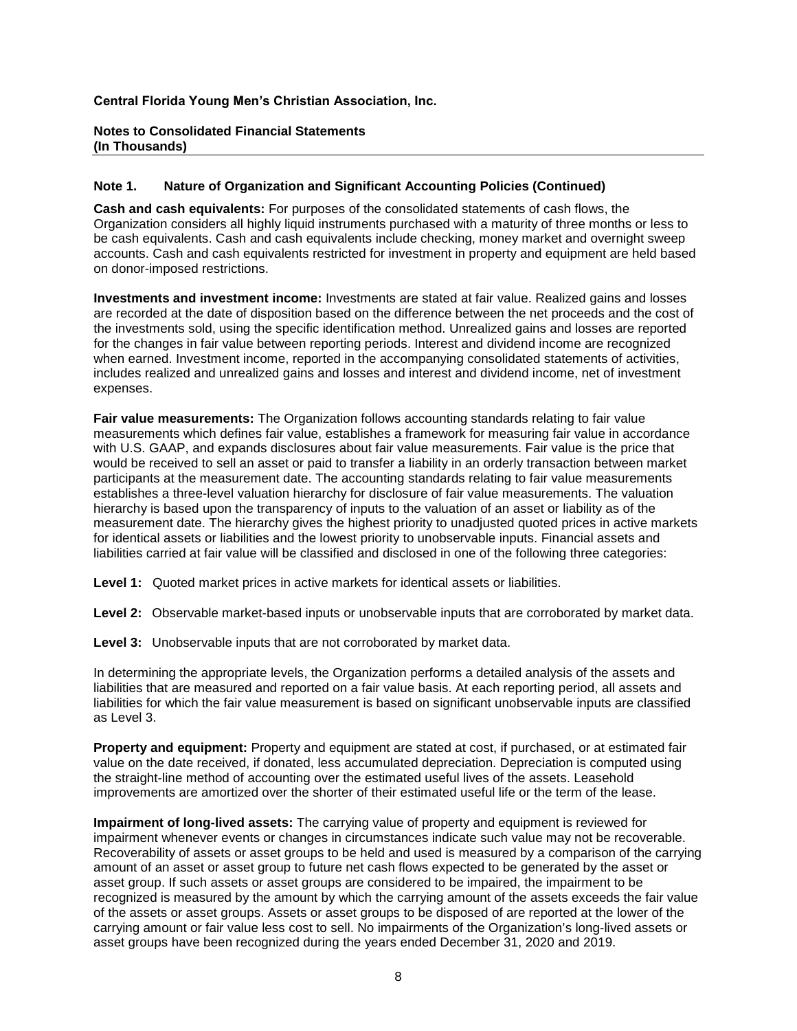**Central Florida Young Men's Christian Association, Inc.**

**Notes to Consolidated Financial Statements**
**(In Thousands)**

### Note 1. Nature of Organization and Significant Accounting Policies (Continued)

**Cash and cash equivalents:** For purposes of the consolidated statements of cash flows, the Organization considers all highly liquid instruments purchased with a maturity of three months or less to be cash equivalents. Cash and cash equivalents include checking, money market and overnight sweep accounts. Cash and cash equivalents restricted for investment in property and equipment are held based on donor-imposed restrictions.

**Investments and investment income:** Investments are stated at fair value. Realized gains and losses are recorded at the date of disposition based on the difference between the net proceeds and the cost of the investments sold, using the specific identification method. Unrealized gains and losses are reported for the changes in fair value between reporting periods. Interest and dividend income are recognized when earned. Investment income, reported in the accompanying consolidated statements of activities, includes realized and unrealized gains and losses and interest and dividend income, net of investment expenses.

**Fair value measurements:** The Organization follows accounting standards relating to fair value measurements which defines fair value, establishes a framework for measuring fair value in accordance with U.S. GAAP, and expands disclosures about fair value measurements. Fair value is the price that would be received to sell an asset or paid to transfer a liability in an orderly transaction between market participants at the measurement date. The accounting standards relating to fair value measurements establishes a three-level valuation hierarchy for disclosure of fair value measurements. The valuation hierarchy is based upon the transparency of inputs to the valuation of an asset or liability as of the measurement date. The hierarchy gives the highest priority to unadjusted quoted prices in active markets for identical assets or liabilities and the lowest priority to unobservable inputs. Financial assets and liabilities carried at fair value will be classified and disclosed in one of the following three categories:

**Level 1:** Quoted market prices in active markets for identical assets or liabilities.

**Level 2:** Observable market-based inputs or unobservable inputs that are corroborated by market data.

**Level 3:** Unobservable inputs that are not corroborated by market data.

In determining the appropriate levels, the Organization performs a detailed analysis of the assets and liabilities that are measured and reported on a fair value basis. At each reporting period, all assets and liabilities for which the fair value measurement is based on significant unobservable inputs are classified as Level 3.

**Property and equipment:** Property and equipment are stated at cost, if purchased, or at estimated fair value on the date received, if donated, less accumulated depreciation. Depreciation is computed using the straight-line method of accounting over the estimated useful lives of the assets. Leasehold improvements are amortized over the shorter of their estimated useful life or the term of the lease.

**Impairment of long-lived assets:** The carrying value of property and equipment is reviewed for impairment whenever events or changes in circumstances indicate such value may not be recoverable. Recoverability of assets or asset groups to be held and used is measured by a comparison of the carrying amount of an asset or asset group to future net cash flows expected to be generated by the asset or asset group. If such assets or asset groups are considered to be impaired, the impairment to be recognized is measured by the amount by which the carrying amount of the assets exceeds the fair value of the assets or asset groups. Assets or asset groups to be disposed of are reported at the lower of the carrying amount or fair value less cost to sell. No impairments of the Organization's long-lived assets or asset groups have been recognized during the years ended December 31, 2020 and 2019.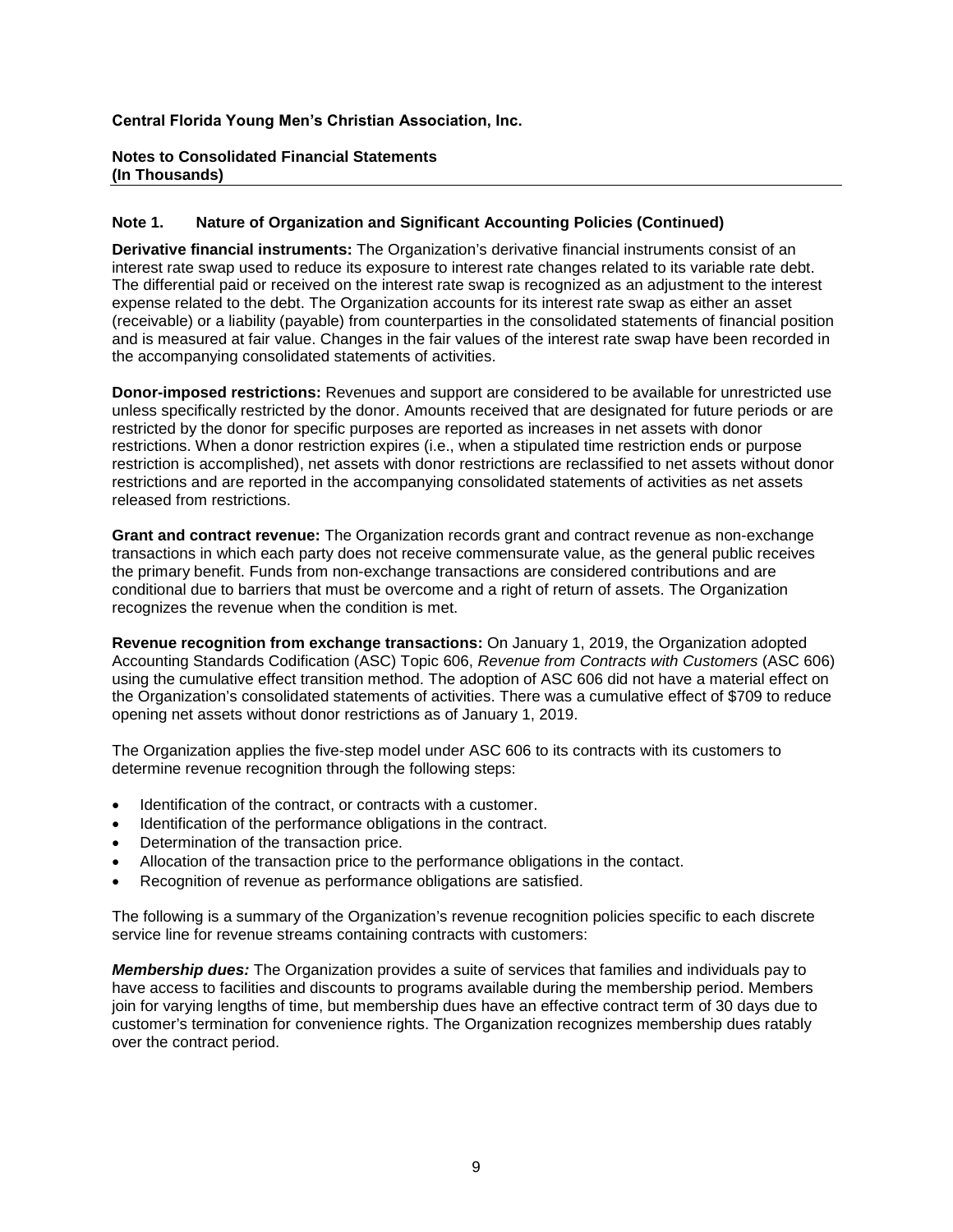**Central Florida Young Men's Christian Association, Inc.**

**Notes to Consolidated Financial Statements**
**(In Thousands)**

### Note 1. Nature of Organization and Significant Accounting Policies (Continued)

**Derivative financial instruments:** The Organization's derivative financial instruments consist of an interest rate swap used to reduce its exposure to interest rate changes related to its variable rate debt. The differential paid or received on the interest rate swap is recognized as an adjustment to the interest expense related to the debt. The Organization accounts for its interest rate swap as either an asset (receivable) or a liability (payable) from counterparties in the consolidated statements of financial position and is measured at fair value. Changes in the fair values of the interest rate swap have been recorded in the accompanying consolidated statements of activities.

**Donor-imposed restrictions:** Revenues and support are considered to be available for unrestricted use unless specifically restricted by the donor. Amounts received that are designated for future periods or are restricted by the donor for specific purposes are reported as increases in net assets with donor restrictions. When a donor restriction expires (i.e., when a stipulated time restriction ends or purpose restriction is accomplished), net assets with donor restrictions are reclassified to net assets without donor restrictions and are reported in the accompanying consolidated statements of activities as net assets released from restrictions.

**Grant and contract revenue:** The Organization records grant and contract revenue as non-exchange transactions in which each party does not receive commensurate value, as the general public receives the primary benefit. Funds from non-exchange transactions are considered contributions and are conditional due to barriers that must be overcome and a right of return of assets. The Organization recognizes the revenue when the condition is met.

**Revenue recognition from exchange transactions:** On January 1, 2019, the Organization adopted Accounting Standards Codification (ASC) Topic 606, *Revenue from Contracts with Customers* (ASC 606) using the cumulative effect transition method. The adoption of ASC 606 did not have a material effect on the Organization's consolidated statements of activities. There was a cumulative effect of $709 to reduce opening net assets without donor restrictions as of January 1, 2019.

The Organization applies the five-step model under ASC 606 to its contracts with its customers to determine revenue recognition through the following steps:

- Identification of the contract, or contracts with a customer.
- Identification of the performance obligations in the contract.
- Determination of the transaction price.
- Allocation of the transaction price to the performance obligations in the contact.
- Recognition of revenue as performance obligations are satisfied.

The following is a summary of the Organization's revenue recognition policies specific to each discrete service line for revenue streams containing contracts with customers:

***Membership dues:*** The Organization provides a suite of services that families and individuals pay to have access to facilities and discounts to programs available during the membership period. Members join for varying lengths of time, but membership dues have an effective contract term of 30 days due to customer's termination for convenience rights. The Organization recognizes membership dues ratably over the contract period.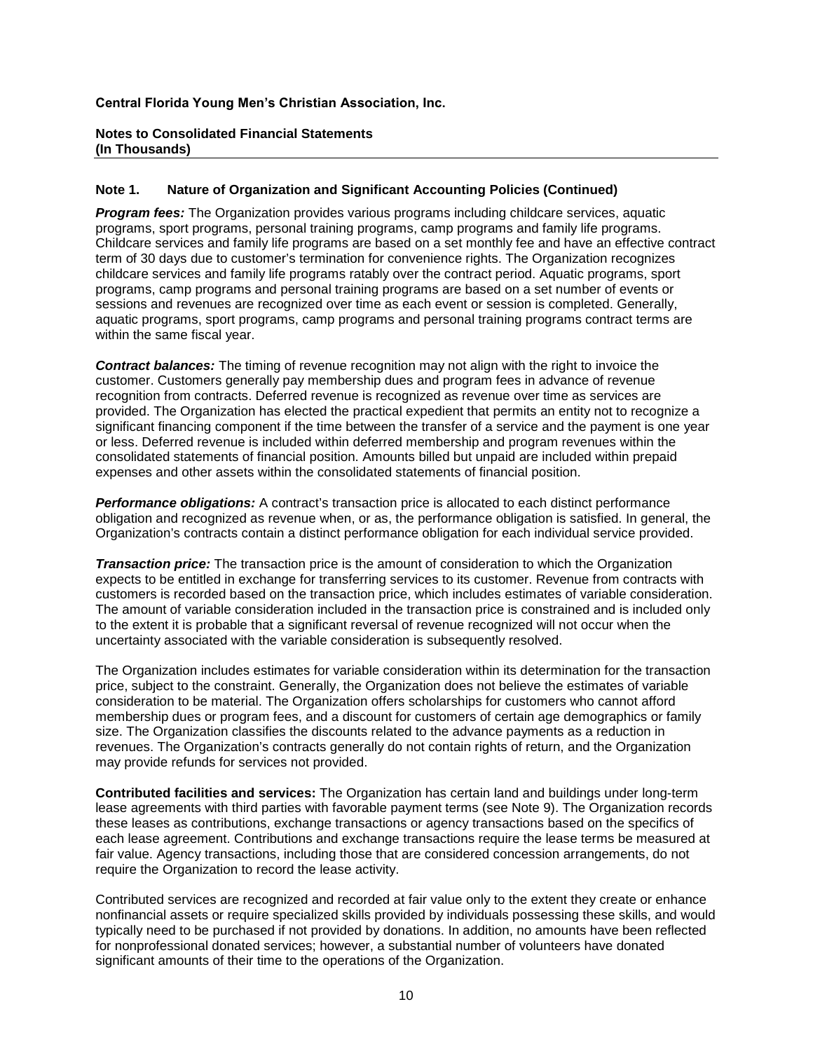**Central Florida Young Men's Christian Association, Inc.**

**Notes to Consolidated Financial Statements**
**(In Thousands)**

## Note 1. Nature of Organization and Significant Accounting Policies (Continued)

***Program fees:*** The Organization provides various programs including childcare services, aquatic programs, sport programs, personal training programs, camp programs and family life programs. Childcare services and family life programs are based on a set monthly fee and have an effective contract term of 30 days due to customer's termination for convenience rights. The Organization recognizes childcare services and family life programs ratably over the contract period. Aquatic programs, sport programs, camp programs and personal training programs are based on a set number of events or sessions and revenues are recognized over time as each event or session is completed. Generally, aquatic programs, sport programs, camp programs and personal training programs contract terms are within the same fiscal year.

***Contract balances:*** The timing of revenue recognition may not align with the right to invoice the customer. Customers generally pay membership dues and program fees in advance of revenue recognition from contracts. Deferred revenue is recognized as revenue over time as services are provided. The Organization has elected the practical expedient that permits an entity not to recognize a significant financing component if the time between the transfer of a service and the payment is one year or less. Deferred revenue is included within deferred membership and program revenues within the consolidated statements of financial position. Amounts billed but unpaid are included within prepaid expenses and other assets within the consolidated statements of financial position.

***Performance obligations:*** A contract's transaction price is allocated to each distinct performance obligation and recognized as revenue when, or as, the performance obligation is satisfied. In general, the Organization's contracts contain a distinct performance obligation for each individual service provided.

***Transaction price:*** The transaction price is the amount of consideration to which the Organization expects to be entitled in exchange for transferring services to its customer. Revenue from contracts with customers is recorded based on the transaction price, which includes estimates of variable consideration. The amount of variable consideration included in the transaction price is constrained and is included only to the extent it is probable that a significant reversal of revenue recognized will not occur when the uncertainty associated with the variable consideration is subsequently resolved.

The Organization includes estimates for variable consideration within its determination for the transaction price, subject to the constraint. Generally, the Organization does not believe the estimates of variable consideration to be material. The Organization offers scholarships for customers who cannot afford membership dues or program fees, and a discount for customers of certain age demographics or family size. The Organization classifies the discounts related to the advance payments as a reduction in revenues. The Organization's contracts generally do not contain rights of return, and the Organization may provide refunds for services not provided.

**Contributed facilities and services:** The Organization has certain land and buildings under long-term lease agreements with third parties with favorable payment terms (see Note 9). The Organization records these leases as contributions, exchange transactions or agency transactions based on the specifics of each lease agreement. Contributions and exchange transactions require the lease terms be measured at fair value. Agency transactions, including those that are considered concession arrangements, do not require the Organization to record the lease activity.

Contributed services are recognized and recorded at fair value only to the extent they create or enhance nonfinancial assets or require specialized skills provided by individuals possessing these skills, and would typically need to be purchased if not provided by donations. In addition, no amounts have been reflected for nonprofessional donated services; however, a substantial number of volunteers have donated significant amounts of their time to the operations of the Organization.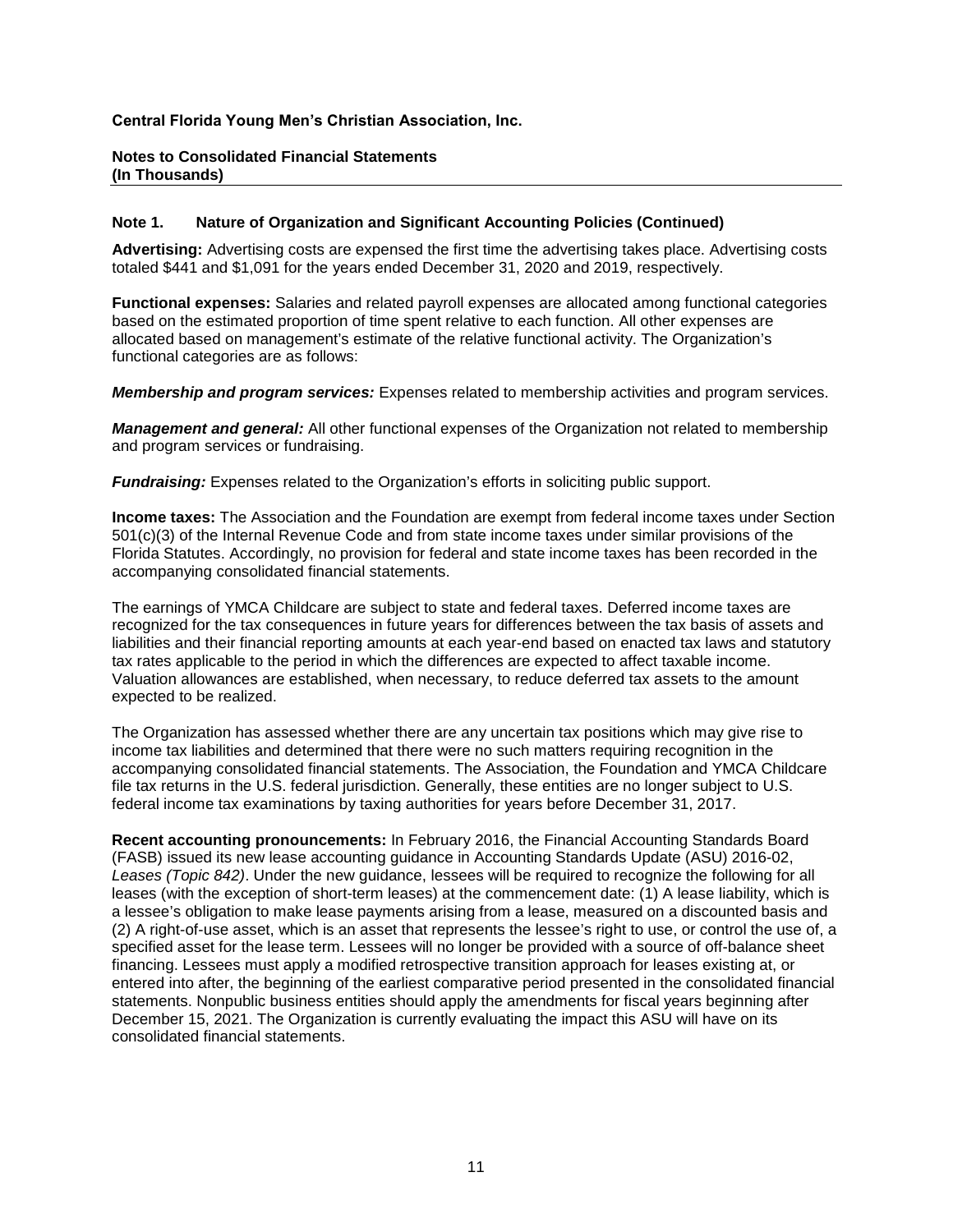**Central Florida Young Men's Christian Association, Inc.**

**Notes to Consolidated Financial Statements**
**(In Thousands)**

**Note 1. Nature of Organization and Significant Accounting Policies (Continued)**

**Advertising:** Advertising costs are expensed the first time the advertising takes place. Advertising costs totaled $441 and $1,091 for the years ended December 31, 2020 and 2019, respectively.

**Functional expenses:** Salaries and related payroll expenses are allocated among functional categories based on the estimated proportion of time spent relative to each function. All other expenses are allocated based on management's estimate of the relative functional activity. The Organization's functional categories are as follows:

***Membership and program services:*** Expenses related to membership activities and program services.

***Management and general:*** All other functional expenses of the Organization not related to membership and program services or fundraising.

***Fundraising:*** Expenses related to the Organization's efforts in soliciting public support.

**Income taxes:** The Association and the Foundation are exempt from federal income taxes under Section 501(c)(3) of the Internal Revenue Code and from state income taxes under similar provisions of the Florida Statutes. Accordingly, no provision for federal and state income taxes has been recorded in the accompanying consolidated financial statements.

The earnings of YMCA Childcare are subject to state and federal taxes. Deferred income taxes are recognized for the tax consequences in future years for differences between the tax basis of assets and liabilities and their financial reporting amounts at each year-end based on enacted tax laws and statutory tax rates applicable to the period in which the differences are expected to affect taxable income. Valuation allowances are established, when necessary, to reduce deferred tax assets to the amount expected to be realized.

The Organization has assessed whether there are any uncertain tax positions which may give rise to income tax liabilities and determined that there were no such matters requiring recognition in the accompanying consolidated financial statements. The Association, the Foundation and YMCA Childcare file tax returns in the U.S. federal jurisdiction. Generally, these entities are no longer subject to U.S. federal income tax examinations by taxing authorities for years before December 31, 2017.

**Recent accounting pronouncements:** In February 2016, the Financial Accounting Standards Board (FASB) issued its new lease accounting guidance in Accounting Standards Update (ASU) 2016-02, *Leases (Topic 842)*. Under the new guidance, lessees will be required to recognize the following for all leases (with the exception of short-term leases) at the commencement date: (1) A lease liability, which is a lessee's obligation to make lease payments arising from a lease, measured on a discounted basis and (2) A right-of-use asset, which is an asset that represents the lessee's right to use, or control the use of, a specified asset for the lease term. Lessees will no longer be provided with a source of off-balance sheet financing. Lessees must apply a modified retrospective transition approach for leases existing at, or entered into after, the beginning of the earliest comparative period presented in the consolidated financial statements. Nonpublic business entities should apply the amendments for fiscal years beginning after December 15, 2021. The Organization is currently evaluating the impact this ASU will have on its consolidated financial statements.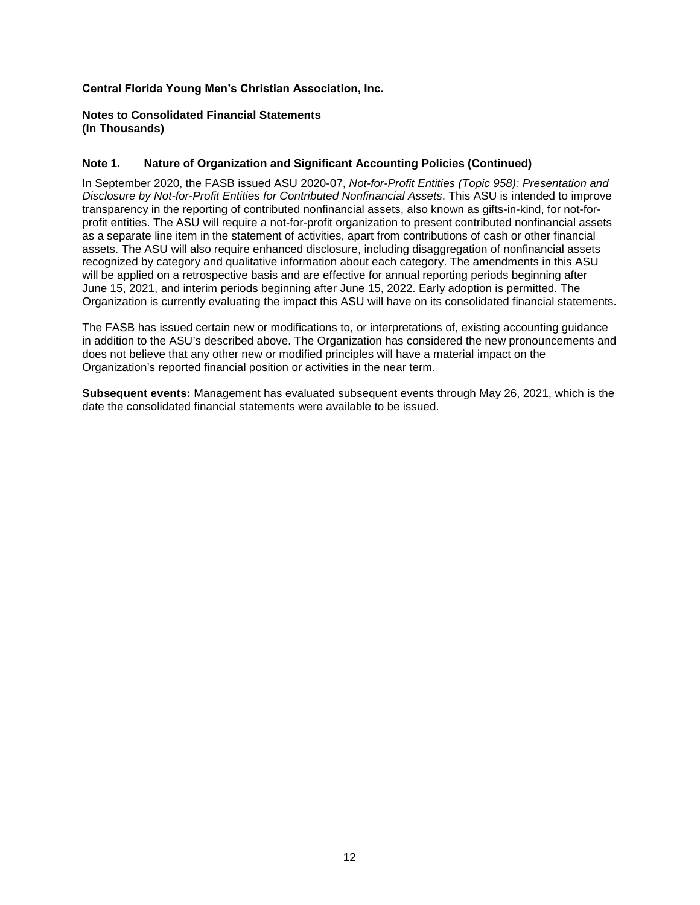**Central Florida Young Men's Christian Association, Inc.**

**Notes to Consolidated Financial Statements**
**(In Thousands)**

## Note 1. Nature of Organization and Significant Accounting Policies (Continued)

In September 2020, the FASB issued ASU 2020-07, *Not-for-Profit Entities (Topic 958): Presentation and Disclosure by Not-for-Profit Entities for Contributed Nonfinancial Assets*. This ASU is intended to improve transparency in the reporting of contributed nonfinancial assets, also known as gifts-in-kind, for not-for-profit entities. The ASU will require a not-for-profit organization to present contributed nonfinancial assets as a separate line item in the statement of activities, apart from contributions of cash or other financial assets. The ASU will also require enhanced disclosure, including disaggregation of nonfinancial assets recognized by category and qualitative information about each category. The amendments in this ASU will be applied on a retrospective basis and are effective for annual reporting periods beginning after June 15, 2021, and interim periods beginning after June 15, 2022. Early adoption is permitted. The Organization is currently evaluating the impact this ASU will have on its consolidated financial statements.

The FASB has issued certain new or modifications to, or interpretations of, existing accounting guidance in addition to the ASU's described above. The Organization has considered the new pronouncements and does not believe that any other new or modified principles will have a material impact on the Organization's reported financial position or activities in the near term.

**Subsequent events:** Management has evaluated subsequent events through May 26, 2021, which is the date the consolidated financial statements were available to be issued.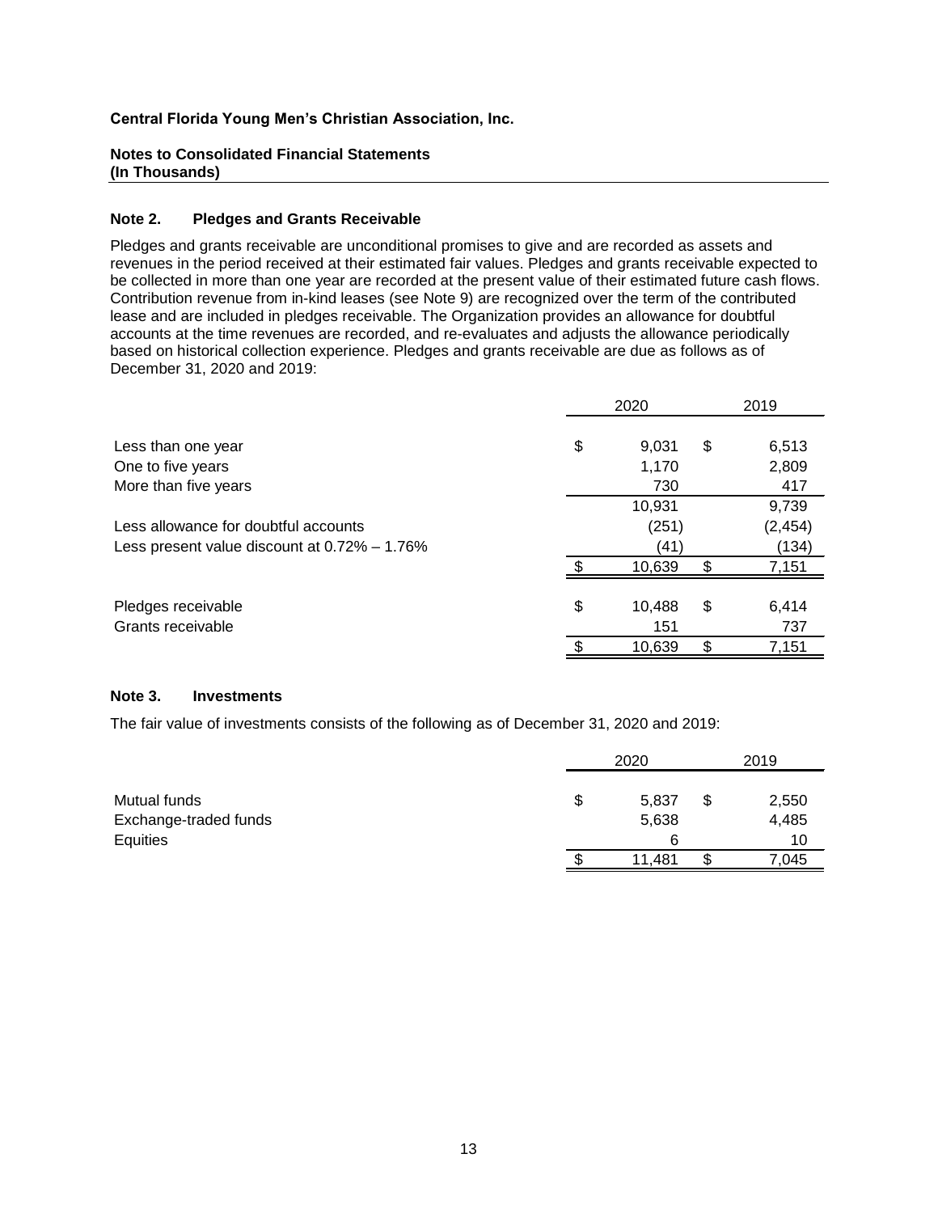**Central Florida Young Men's Christian Association, Inc.**

**Notes to Consolidated Financial Statements**
**(In Thousands)**

## Note 2. Pledges and Grants Receivable

Pledges and grants receivable are unconditional promises to give and are recorded as assets and revenues in the period received at their estimated fair values. Pledges and grants receivable expected to be collected in more than one year are recorded at the present value of their estimated future cash flows. Contribution revenue from in-kind leases (see Note 9) are recognized over the term of the contributed lease and are included in pledges receivable. The Organization provides an allowance for doubtful accounts at the time revenues are recorded, and re-evaluates and adjusts the allowance periodically based on historical collection experience. Pledges and grants receivable are due as follows as of December 31, 2020 and 2019:

| | 2020 | 2019 |
|---|---|---|
| Less than one year | $ 9,031 | $ 6,513 |
| One to five years | 1,170 | 2,809 |
| More than five years | 730 | 417 |
| | 10,931 | 9,739 |
| Less allowance for doubtful accounts | (251) | (2,454) |
| Less present value discount at 0.72% – 1.76% | (41) | (134) |
| | $ 10,639 | $ 7,151 |
| | | |
| Pledges receivable | $ 10,488 | $ 6,414 |
| Grants receivable | 151 | 737 |
| | $ 10,639 | $ 7,151 |

## Note 3. Investments

The fair value of investments consists of the following as of December 31, 2020 and 2019:

| | 2020 | 2019 |
|---|---|---|
| Mutual funds | $ 5,837 | $ 2,550 |
| Exchange-traded funds | 5,638 | 4,485 |
| Equities | 6 | 10 |
| | $ 11,481 | $ 7,045 |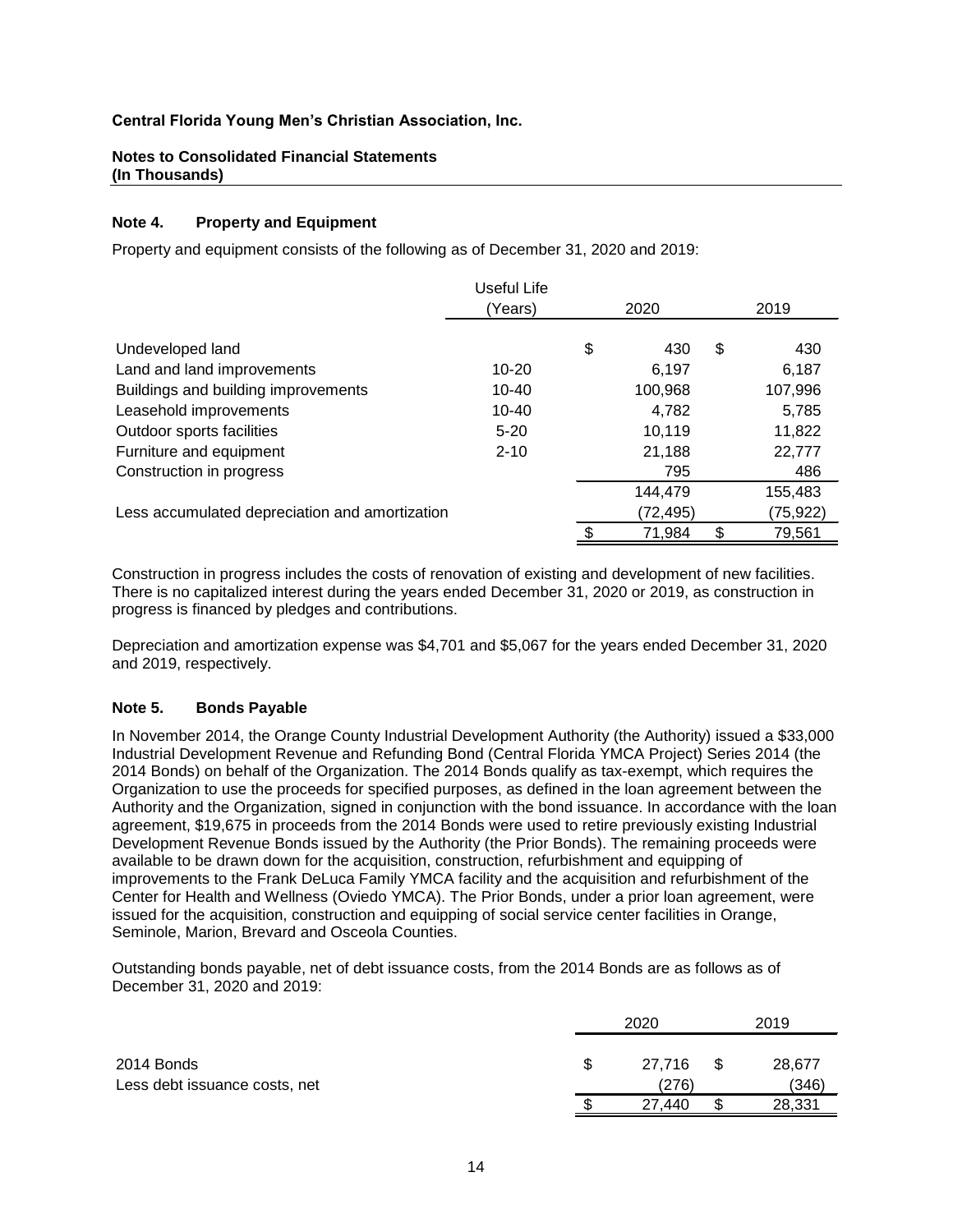**Central Florida Young Men's Christian Association, Inc.**

**Notes to Consolidated Financial Statements**
**(In Thousands)**

### Note 4. Property and Equipment

Property and equipment consists of the following as of December 31, 2020 and 2019:

| | Useful Life (Years) | 2020 | 2019 |
|---|---|---|---|
| Undeveloped land | | $ 430 | $ 430 |
| Land and land improvements | 10-20 | 6,197 | 6,187 |
| Buildings and building improvements | 10-40 | 100,968 | 107,996 |
| Leasehold improvements | 10-40 | 4,782 | 5,785 |
| Outdoor sports facilities | 5-20 | 10,119 | 11,822 |
| Furniture and equipment | 2-10 | 21,188 | 22,777 |
| Construction in progress | | 795 | 486 |
| | | 144,479 | 155,483 |
| Less accumulated depreciation and amortization | | (72,495) | (75,922) |
| | | $ 71,984 | $ 79,561 |

Construction in progress includes the costs of renovation of existing and development of new facilities. There is no capitalized interest during the years ended December 31, 2020 or 2019, as construction in progress is financed by pledges and contributions.

Depreciation and amortization expense was $4,701 and $5,067 for the years ended December 31, 2020 and 2019, respectively.

### Note 5. Bonds Payable

In November 2014, the Orange County Industrial Development Authority (the Authority) issued a $33,000 Industrial Development Revenue and Refunding Bond (Central Florida YMCA Project) Series 2014 (the 2014 Bonds) on behalf of the Organization. The 2014 Bonds qualify as tax-exempt, which requires the Organization to use the proceeds for specified purposes, as defined in the loan agreement between the Authority and the Organization, signed in conjunction with the bond issuance. In accordance with the loan agreement, $19,675 in proceeds from the 2014 Bonds were used to retire previously existing Industrial Development Revenue Bonds issued by the Authority (the Prior Bonds). The remaining proceeds were available to be drawn down for the acquisition, construction, refurbishment and equipping of improvements to the Frank DeLuca Family YMCA facility and the acquisition and refurbishment of the Center for Health and Wellness (Oviedo YMCA). The Prior Bonds, under a prior loan agreement, were issued for the acquisition, construction and equipping of social service center facilities in Orange, Seminole, Marion, Brevard and Osceola Counties.

Outstanding bonds payable, net of debt issuance costs, from the 2014 Bonds are as follows as of December 31, 2020 and 2019:

| | 2020 | 2019 |
|---|---|---|
| 2014 Bonds | $ 27,716 | $ 28,677 |
| Less debt issuance costs, net | (276) | (346) |
| | $ 27,440 | $ 28,331 |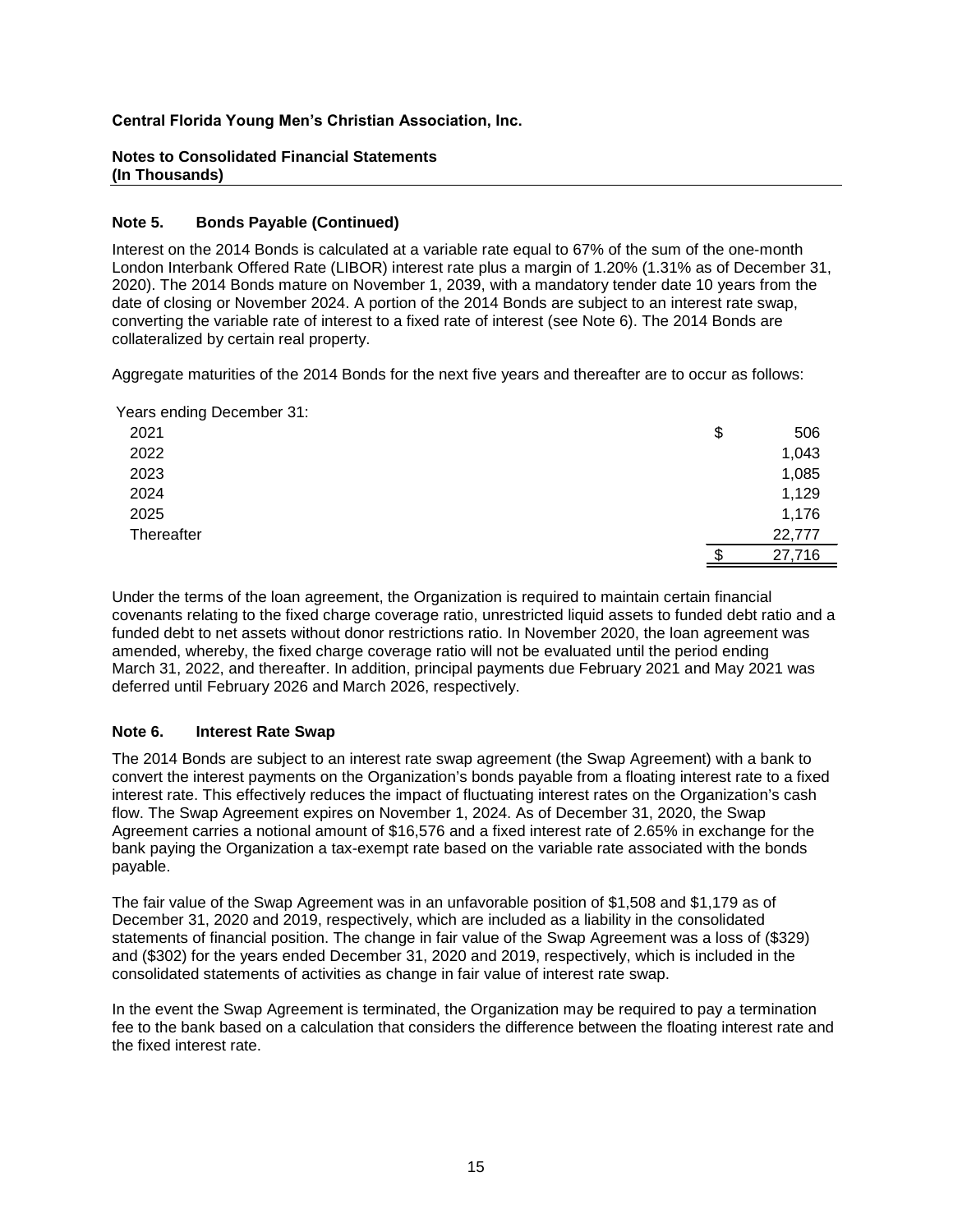**Central Florida Young Men's Christian Association, Inc.**

**Notes to Consolidated Financial Statements**
**(In Thousands)**

### Note 5. Bonds Payable (Continued)

Interest on the 2014 Bonds is calculated at a variable rate equal to 67% of the sum of the one-month London Interbank Offered Rate (LIBOR) interest rate plus a margin of 1.20% (1.31% as of December 31, 2020). The 2014 Bonds mature on November 1, 2039, with a mandatory tender date 10 years from the date of closing or November 2024. A portion of the 2014 Bonds are subject to an interest rate swap, converting the variable rate of interest to a fixed rate of interest (see Note 6). The 2014 Bonds are collateralized by certain real property.

Aggregate maturities of the 2014 Bonds for the next five years and thereafter are to occur as follows:

| Years ending December 31: | |
|---|---|
| 2021 | $ 506 |
| 2022 | 1,043 |
| 2023 | 1,085 |
| 2024 | 1,129 |
| 2025 | 1,176 |
| Thereafter | 22,777 |
| | $ 27,716 |

Under the terms of the loan agreement, the Organization is required to maintain certain financial covenants relating to the fixed charge coverage ratio, unrestricted liquid assets to funded debt ratio and a funded debt to net assets without donor restrictions ratio. In November 2020, the loan agreement was amended, whereby, the fixed charge coverage ratio will not be evaluated until the period ending March 31, 2022, and thereafter. In addition, principal payments due February 2021 and May 2021 was deferred until February 2026 and March 2026, respectively.

### Note 6. Interest Rate Swap

The 2014 Bonds are subject to an interest rate swap agreement (the Swap Agreement) with a bank to convert the interest payments on the Organization's bonds payable from a floating interest rate to a fixed interest rate. This effectively reduces the impact of fluctuating interest rates on the Organization's cash flow. The Swap Agreement expires on November 1, 2024. As of December 31, 2020, the Swap Agreement carries a notional amount of $16,576 and a fixed interest rate of 2.65% in exchange for the bank paying the Organization a tax-exempt rate based on the variable rate associated with the bonds payable.

The fair value of the Swap Agreement was in an unfavorable position of $1,508 and $1,179 as of December 31, 2020 and 2019, respectively, which are included as a liability in the consolidated statements of financial position. The change in fair value of the Swap Agreement was a loss of ($329) and ($302) for the years ended December 31, 2020 and 2019, respectively, which is included in the consolidated statements of activities as change in fair value of interest rate swap.

In the event the Swap Agreement is terminated, the Organization may be required to pay a termination fee to the bank based on a calculation that considers the difference between the floating interest rate and the fixed interest rate.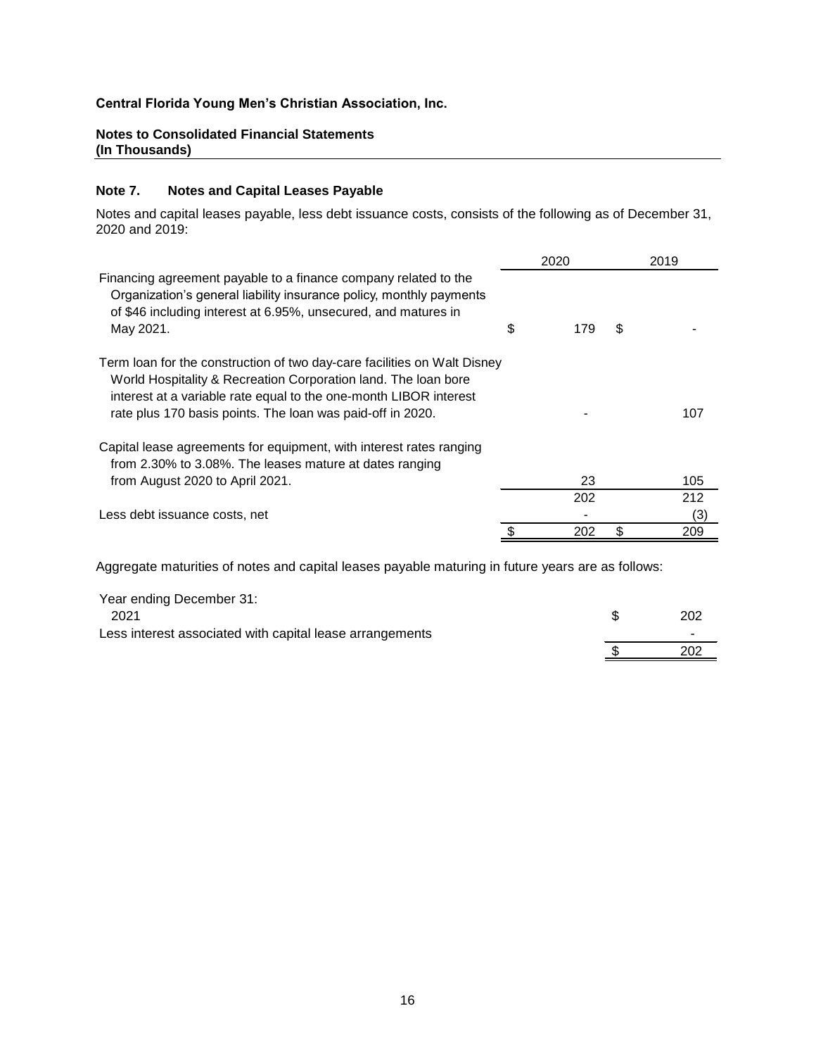**Central Florida Young Men's Christian Association, Inc.**

**Notes to Consolidated Financial Statements**
**(In Thousands)**

### Note 7. Notes and Capital Leases Payable

Notes and capital leases payable, less debt issuance costs, consists of the following as of December 31, 2020 and 2019:

| | 2020 | 2019 |
|---|---|---|
| Financing agreement payable to a finance company related to the Organization's general liability insurance policy, monthly payments of $46 including interest at 6.95%, unsecured, and matures in May 2021. | $ 179 | $ - |
| Term loan for the construction of two day-care facilities on Walt Disney World Hospitality & Recreation Corporation land. The loan bore interest at a variable rate equal to the one-month LIBOR interest rate plus 170 basis points. The loan was paid-off in 2020. | - | 107 |
| Capital lease agreements for equipment, with interest rates ranging from 2.30% to 3.08%. The leases mature at dates ranging from August 2020 to April 2021. | 23 | 105 |
| | 202 | 212 |
| Less debt issuance costs, net | - | (3) |
| | $ 202 | $ 209 |

Aggregate maturities of notes and capital leases payable maturing in future years are as follows:

| Year ending December 31: | |
|---|---|
| 2021 | $ 202 |
| Less interest associated with capital lease arrangements | - |
| | $ 202 |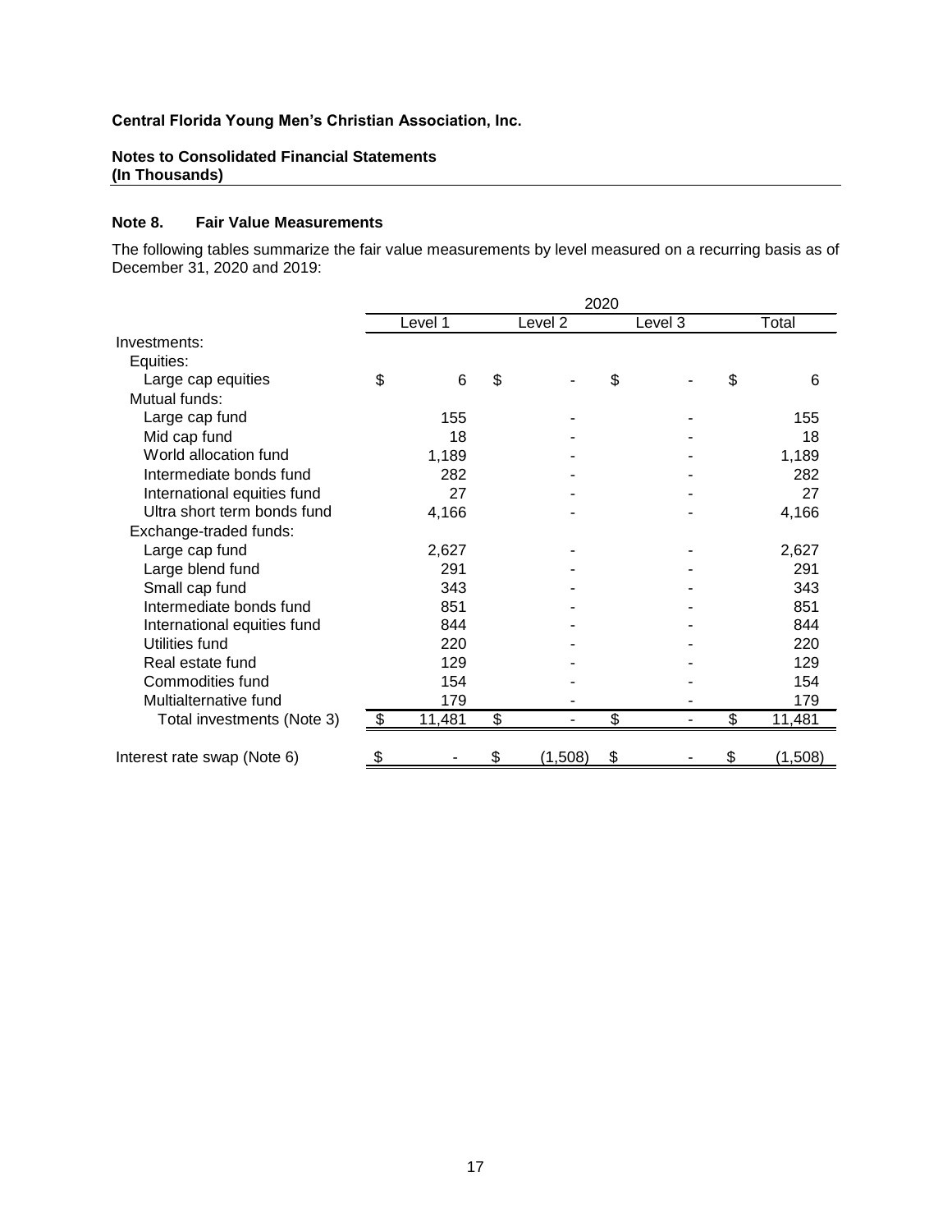**Central Florida Young Men's Christian Association, Inc.**

**Notes to Consolidated Financial Statements**
**(In Thousands)**

### Note 8. Fair Value Measurements

The following tables summarize the fair value measurements by level measured on a recurring basis as of December 31, 2020 and 2019:

| | 2020 | | | |
|---|---|---|---|---|
| | Level 1 | Level 2 | Level 3 | Total |
| Investments: | | | | |
| Equities: | | | | |
| Large cap equities | $ 6 | $ - | $ - | $ 6 |
| Mutual funds: | | | | |
| Large cap fund | 155 | - | - | 155 |
| Mid cap fund | 18 | - | - | 18 |
| World allocation fund | 1,189 | - | - | 1,189 |
| Intermediate bonds fund | 282 | - | - | 282 |
| International equities fund | 27 | - | - | 27 |
| Ultra short term bonds fund | 4,166 | - | - | 4,166 |
| Exchange-traded funds: | | | | |
| Large cap fund | 2,627 | - | - | 2,627 |
| Large blend fund | 291 | - | - | 291 |
| Small cap fund | 343 | - | - | 343 |
| Intermediate bonds fund | 851 | - | - | 851 |
| International equities fund | 844 | - | - | 844 |
| Utilities fund | 220 | - | - | 220 |
| Real estate fund | 129 | - | - | 129 |
| Commodities fund | 154 | - | - | 154 |
| Multialternative fund | 179 | - | - | 179 |
| Total investments (Note 3) | $ 11,481 | $ - | $ - | $ 11,481 |
| | | | | |
| Interest rate swap (Note 6) | $ - | $ (1,508) | $ - | $ (1,508) |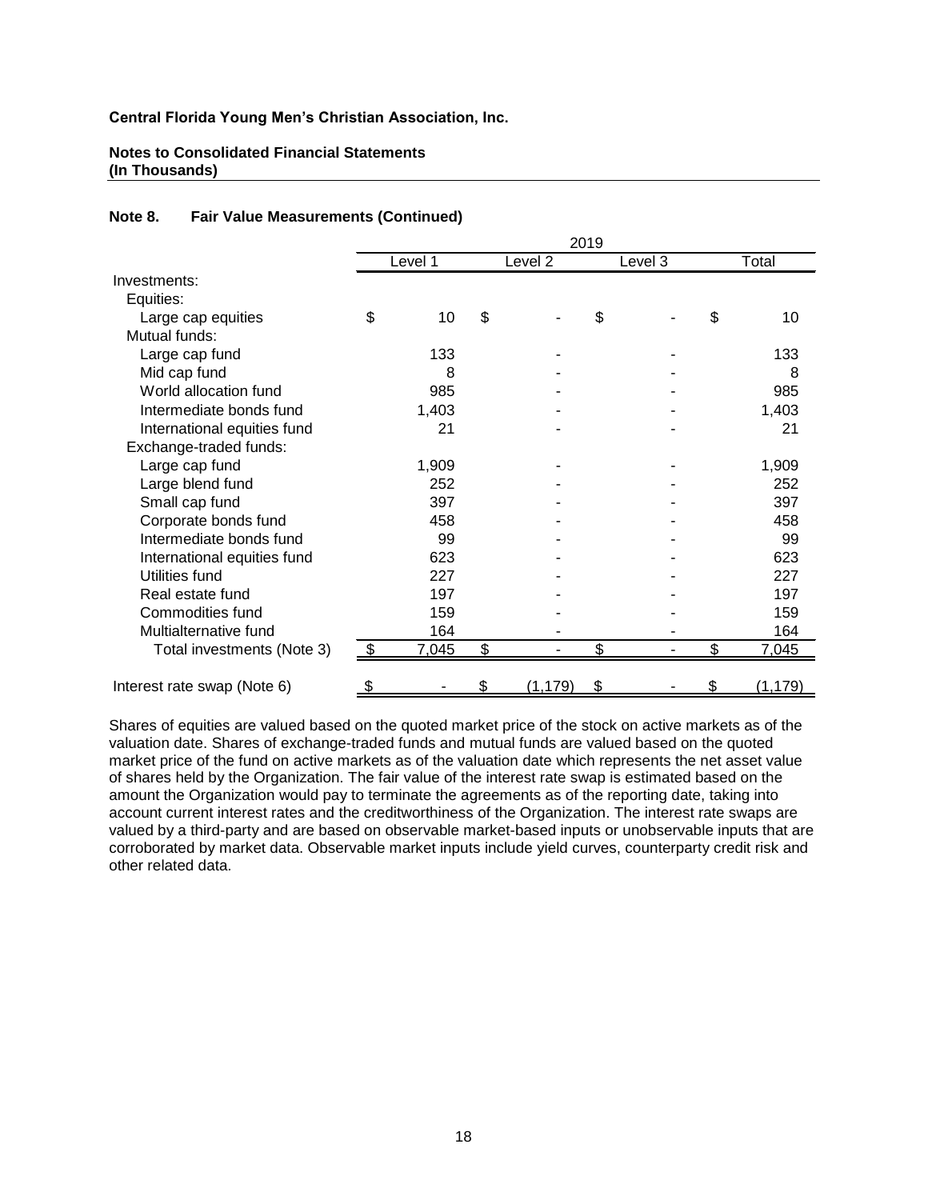**Central Florida Young Men's Christian Association, Inc.**

**Notes to Consolidated Financial Statements**
**(In Thousands)**

**Note 8. Fair Value Measurements (Continued)**

| | 2019 | | | |
|---|---|---|---|---|
| | Level 1 | Level 2 | Level 3 | Total |
| Investments: | | | | |
| Equities: | | | | |
| Large cap equities | $ 10 | $ - | $ - | $ 10 |
| Mutual funds: | | | | |
| Large cap fund | 133 | - | - | 133 |
| Mid cap fund | 8 | - | - | 8 |
| World allocation fund | 985 | - | - | 985 |
| Intermediate bonds fund | 1,403 | - | - | 1,403 |
| International equities fund | 21 | - | - | 21 |
| Exchange-traded funds: | | | | |
| Large cap fund | 1,909 | - | - | 1,909 |
| Large blend fund | 252 | - | - | 252 |
| Small cap fund | 397 | - | - | 397 |
| Corporate bonds fund | 458 | - | - | 458 |
| Intermediate bonds fund | 99 | - | - | 99 |
| International equities fund | 623 | - | - | 623 |
| Utilities fund | 227 | - | - | 227 |
| Real estate fund | 197 | - | - | 197 |
| Commodities fund | 159 | - | - | 159 |
| Multialternative fund | 164 | - | - | 164 |
| Total investments (Note 3) | $ 7,045 | $ - | $ - | $ 7,045 |
| Interest rate swap (Note 6) | $ - | $ (1,179) | $ - | $ (1,179) |

Shares of equities are valued based on the quoted market price of the stock on active markets as of the valuation date. Shares of exchange-traded funds and mutual funds are valued based on the quoted market price of the fund on active markets as of the valuation date which represents the net asset value of shares held by the Organization. The fair value of the interest rate swap is estimated based on the amount the Organization would pay to terminate the agreements as of the reporting date, taking into account current interest rates and the creditworthiness of the Organization. The interest rate swaps are valued by a third-party and are based on observable market-based inputs or unobservable inputs that are corroborated by market data. Observable market inputs include yield curves, counterparty credit risk and other related data.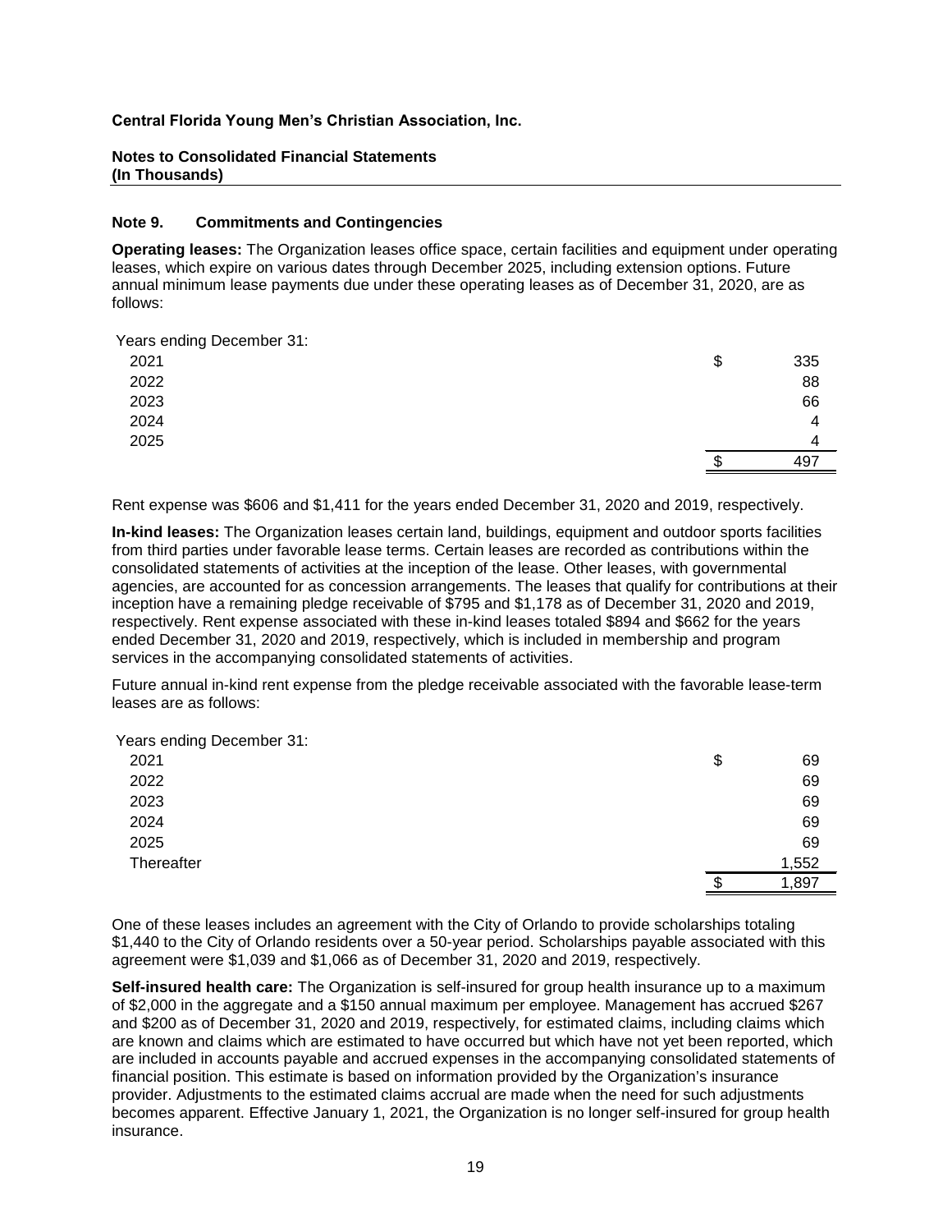**Central Florida Young Men's Christian Association, Inc.**

**Notes to Consolidated Financial Statements**
**(In Thousands)**

## Note 9. Commitments and Contingencies

**Operating leases:** The Organization leases office space, certain facilities and equipment under operating leases, which expire on various dates through December 2025, including extension options. Future annual minimum lease payments due under these operating leases as of December 31, 2020, are as follows:

| Years ending December 31: | | |
|---|---|---|
| 2021 | $ | 335 |
| 2022 | | 88 |
| 2023 | | 66 |
| 2024 | | 4 |
| 2025 | | 4 |
| | $ | 497 |

Rent expense was $606 and $1,411 for the years ended December 31, 2020 and 2019, respectively.

**In-kind leases:** The Organization leases certain land, buildings, equipment and outdoor sports facilities from third parties under favorable lease terms. Certain leases are recorded as contributions within the consolidated statements of activities at the inception of the lease. Other leases, with governmental agencies, are accounted for as concession arrangements. The leases that qualify for contributions at their inception have a remaining pledge receivable of $795 and $1,178 as of December 31, 2020 and 2019, respectively. Rent expense associated with these in-kind leases totaled $894 and $662 for the years ended December 31, 2020 and 2019, respectively, which is included in membership and program services in the accompanying consolidated statements of activities.

Future annual in-kind rent expense from the pledge receivable associated with the favorable lease-term leases are as follows:

| Years ending December 31: | | |
|---|---|---|
| 2021 | $ | 69 |
| 2022 | | 69 |
| 2023 | | 69 |
| 2024 | | 69 |
| 2025 | | 69 |
| Thereafter | | 1,552 |
| | $ | 1,897 |

One of these leases includes an agreement with the City of Orlando to provide scholarships totaling $1,440 to the City of Orlando residents over a 50-year period. Scholarships payable associated with this agreement were $1,039 and $1,066 as of December 31, 2020 and 2019, respectively.

**Self-insured health care:** The Organization is self-insured for group health insurance up to a maximum of $2,000 in the aggregate and a $150 annual maximum per employee. Management has accrued $267 and $200 as of December 31, 2020 and 2019, respectively, for estimated claims, including claims which are known and claims which are estimated to have occurred but which have not yet been reported, which are included in accounts payable and accrued expenses in the accompanying consolidated statements of financial position. This estimate is based on information provided by the Organization's insurance provider. Adjustments to the estimated claims accrual are made when the need for such adjustments becomes apparent. Effective January 1, 2021, the Organization is no longer self-insured for group health insurance.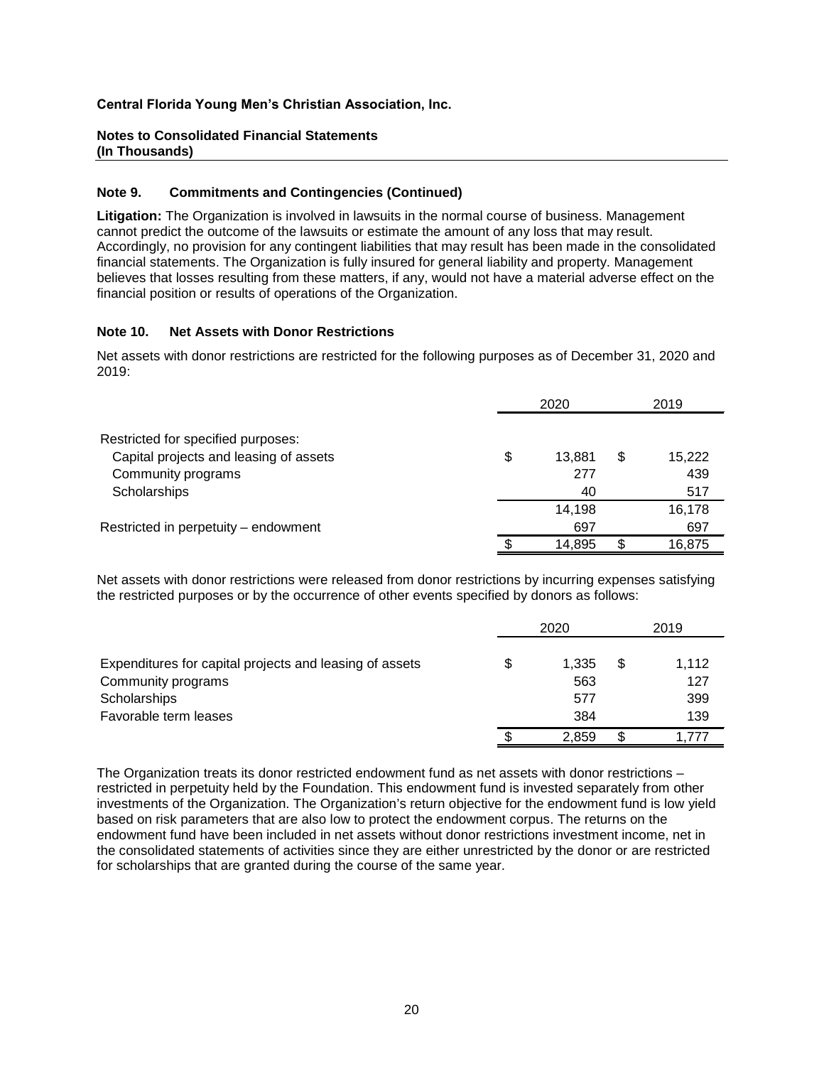**Central Florida Young Men's Christian Association, Inc.**

**Notes to Consolidated Financial Statements**
**(In Thousands)**

### Note 9. Commitments and Contingencies (Continued)

**Litigation:** The Organization is involved in lawsuits in the normal course of business. Management cannot predict the outcome of the lawsuits or estimate the amount of any loss that may result. Accordingly, no provision for any contingent liabilities that may result has been made in the consolidated financial statements. The Organization is fully insured for general liability and property. Management believes that losses resulting from these matters, if any, would not have a material adverse effect on the financial position or results of operations of the Organization.

### Note 10. Net Assets with Donor Restrictions

Net assets with donor restrictions are restricted for the following purposes as of December 31, 2020 and 2019:

| | 2020 | 2019 |
|---|---|---|
| Restricted for specified purposes: | | |
| Capital projects and leasing of assets | $ 13,881 | $ 15,222 |
| Community programs | 277 | 439 |
| Scholarships | 40 | 517 |
| | 14,198 | 16,178 |
| Restricted in perpetuity – endowment | 697 | 697 |
| | $ 14,895 | $ 16,875 |

Net assets with donor restrictions were released from donor restrictions by incurring expenses satisfying the restricted purposes or by the occurrence of other events specified by donors as follows:

| | 2020 | 2019 |
|---|---|---|
| Expenditures for capital projects and leasing of assets | $ 1,335 | $ 1,112 |
| Community programs | 563 | 127 |
| Scholarships | 577 | 399 |
| Favorable term leases | 384 | 139 |
| | $ 2,859 | $ 1,777 |

The Organization treats its donor restricted endowment fund as net assets with donor restrictions – restricted in perpetuity held by the Foundation. This endowment fund is invested separately from other investments of the Organization. The Organization's return objective for the endowment fund is low yield based on risk parameters that are also low to protect the endowment corpus. The returns on the endowment fund have been included in net assets without donor restrictions investment income, net in the consolidated statements of activities since they are either unrestricted by the donor or are restricted for scholarships that are granted during the course of the same year.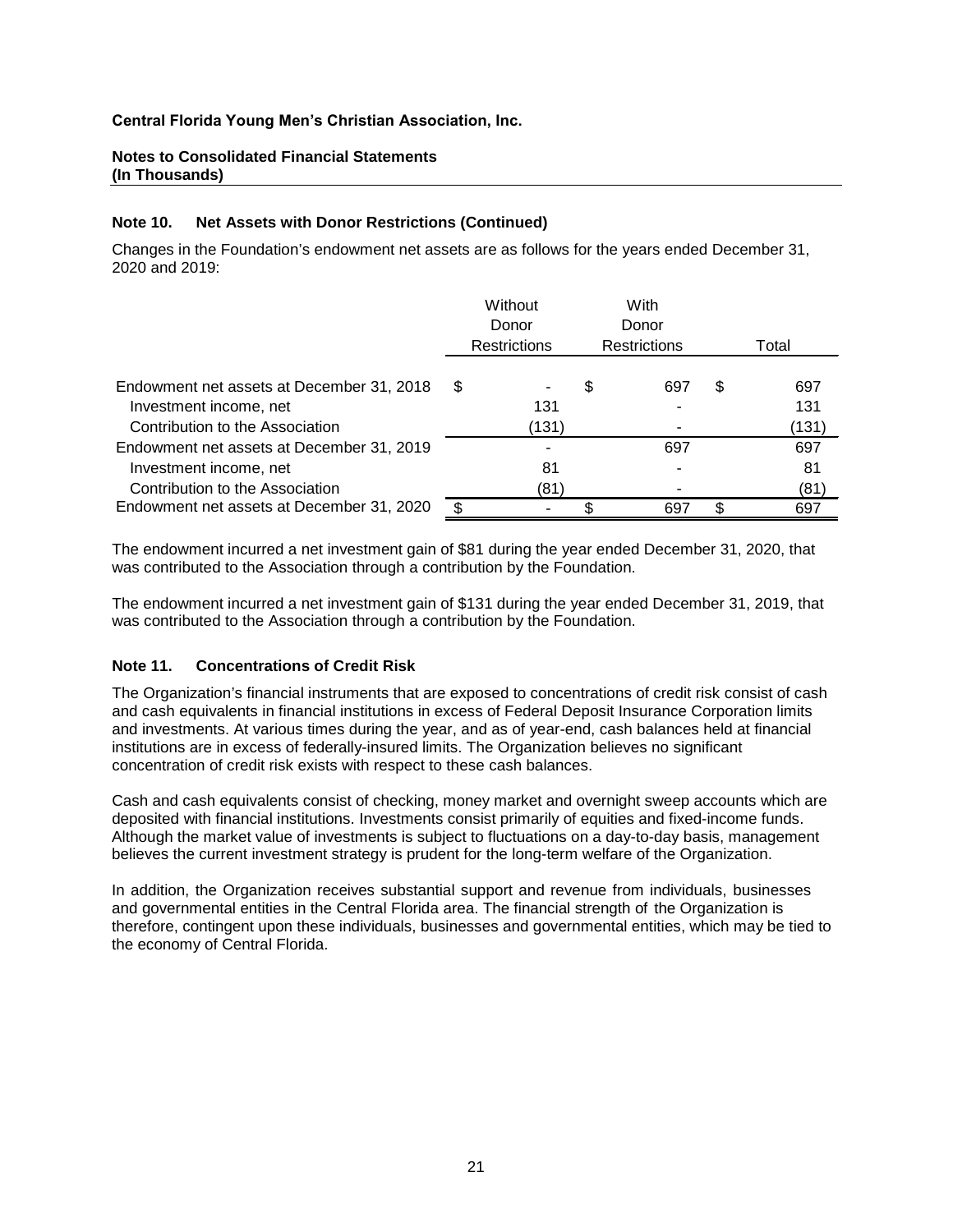**Central Florida Young Men's Christian Association, Inc.**

**Notes to Consolidated Financial Statements**
**(In Thousands)**

### Note 10. Net Assets with Donor Restrictions (Continued)

Changes in the Foundation's endowment net assets are as follows for the years ended December 31, 2020 and 2019:

| | Without Donor Restrictions | With Donor Restrictions | Total |
|---|---|---|---|
| Endowment net assets at December 31, 2018 | $ - | $ 697 | $ 697 |
| Investment income, net | 131 | - | 131 |
| Contribution to the Association | (131) | - | (131) |
| Endowment net assets at December 31, 2019 | - | 697 | 697 |
| Investment income, net | 81 | - | 81 |
| Contribution to the Association | (81) | - | (81) |
| Endowment net assets at December 31, 2020 | $ - | $ 697 | $ 697 |

The endowment incurred a net investment gain of $81 during the year ended December 31, 2020, that was contributed to the Association through a contribution by the Foundation.

The endowment incurred a net investment gain of $131 during the year ended December 31, 2019, that was contributed to the Association through a contribution by the Foundation.

### Note 11. Concentrations of Credit Risk

The Organization's financial instruments that are exposed to concentrations of credit risk consist of cash and cash equivalents in financial institutions in excess of Federal Deposit Insurance Corporation limits and investments. At various times during the year, and as of year-end, cash balances held at financial institutions are in excess of federally-insured limits. The Organization believes no significant concentration of credit risk exists with respect to these cash balances.

Cash and cash equivalents consist of checking, money market and overnight sweep accounts which are deposited with financial institutions. Investments consist primarily of equities and fixed-income funds. Although the market value of investments is subject to fluctuations on a day-to-day basis, management believes the current investment strategy is prudent for the long-term welfare of the Organization.

In addition, the Organization receives substantial support and revenue from individuals, businesses and governmental entities in the Central Florida area. The financial strength of the Organization is therefore, contingent upon these individuals, businesses and governmental entities, which may be tied to the economy of Central Florida.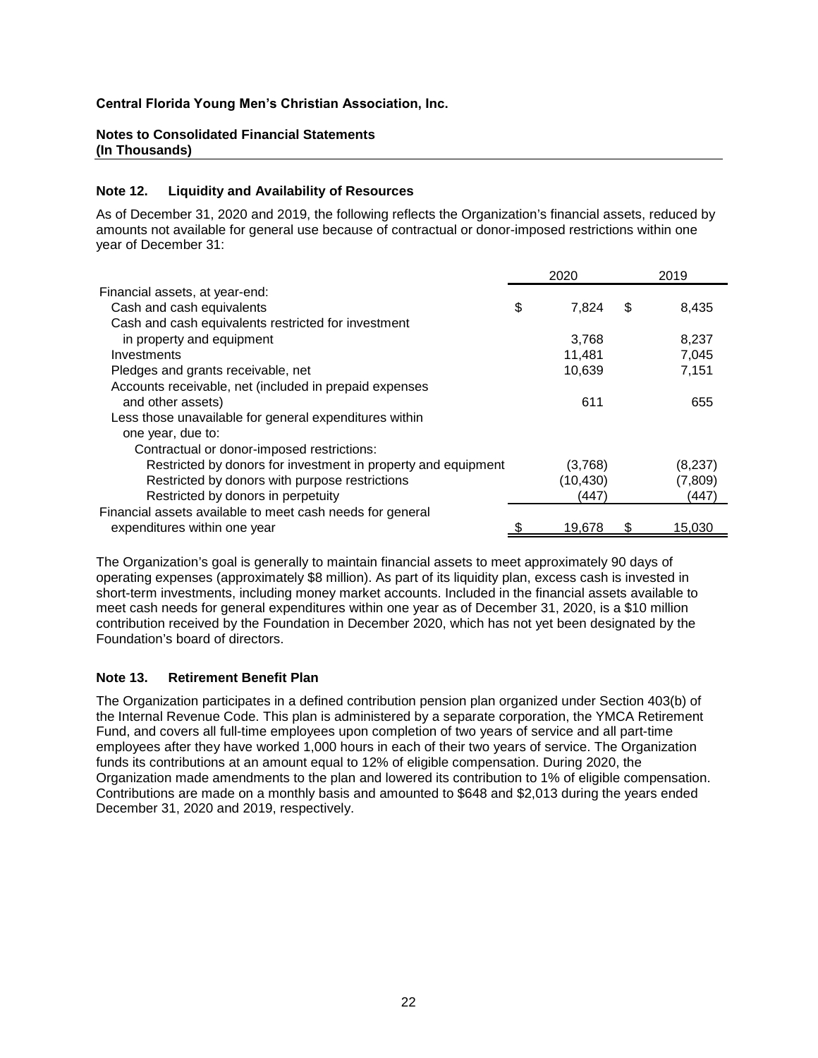**Central Florida Young Men's Christian Association, Inc.**

**Notes to Consolidated Financial Statements**
**(In Thousands)**

### Note 12. Liquidity and Availability of Resources

As of December 31, 2020 and 2019, the following reflects the Organization's financial assets, reduced by amounts not available for general use because of contractual or donor-imposed restrictions within one year of December 31:

| | 2020 | 2019 |
|---|---|---|
| Financial assets, at year-end: | | |
| Cash and cash equivalents | $ 7,824 | $ 8,435 |
| Cash and cash equivalents restricted for investment in property and equipment | 3,768 | 8,237 |
| Investments | 11,481 | 7,045 |
| Pledges and grants receivable, net | 10,639 | 7,151 |
| Accounts receivable, net (included in prepaid expenses and other assets) | 611 | 655 |
| Less those unavailable for general expenditures within one year, due to: | | |
| Contractual or donor-imposed restrictions: | | |
| Restricted by donors for investment in property and equipment | (3,768) | (8,237) |
| Restricted by donors with purpose restrictions | (10,430) | (7,809) |
| Restricted by donors in perpetuity | (447) | (447) |
| Financial assets available to meet cash needs for general expenditures within one year | $ 19,678 | $ 15,030 |

The Organization's goal is generally to maintain financial assets to meet approximately 90 days of operating expenses (approximately $8 million). As part of its liquidity plan, excess cash is invested in short-term investments, including money market accounts. Included in the financial assets available to meet cash needs for general expenditures within one year as of December 31, 2020, is a $10 million contribution received by the Foundation in December 2020, which has not yet been designated by the Foundation's board of directors.

### Note 13. Retirement Benefit Plan

The Organization participates in a defined contribution pension plan organized under Section 403(b) of the Internal Revenue Code. This plan is administered by a separate corporation, the YMCA Retirement Fund, and covers all full-time employees upon completion of two years of service and all part-time employees after they have worked 1,000 hours in each of their two years of service. The Organization funds its contributions at an amount equal to 12% of eligible compensation. During 2020, the Organization made amendments to the plan and lowered its contribution to 1% of eligible compensation. Contributions are made on a monthly basis and amounted to $648 and $2,013 during the years ended December 31, 2020 and 2019, respectively.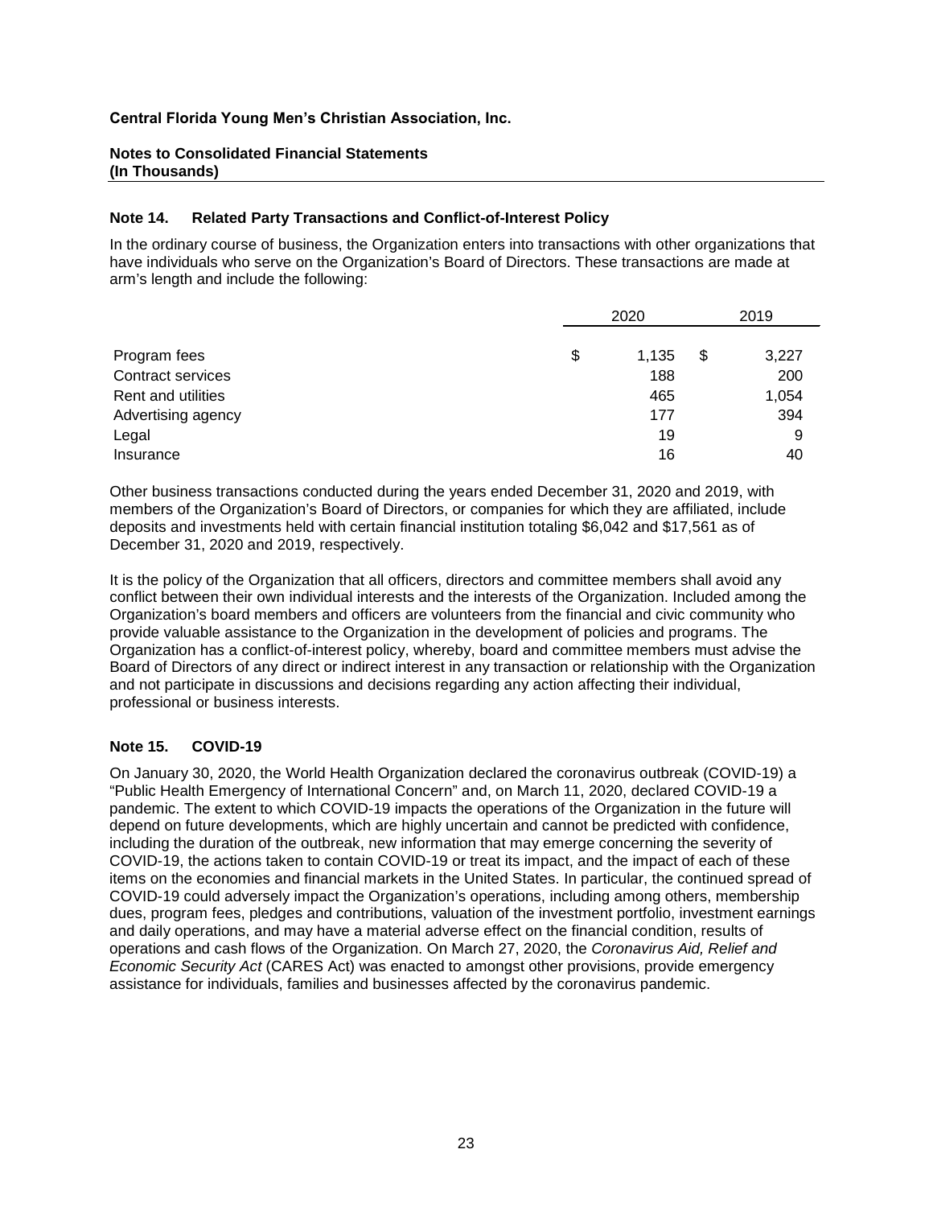**Central Florida Young Men's Christian Association, Inc.**

**Notes to Consolidated Financial Statements**
**(In Thousands)**

### Note 14. Related Party Transactions and Conflict-of-Interest Policy

In the ordinary course of business, the Organization enters into transactions with other organizations that have individuals who serve on the Organization's Board of Directors. These transactions are made at arm's length and include the following:

| | 2020 | 2019 |
|---|---|---|
| Program fees | $ 1,135 | $ 3,227 |
| Contract services | 188 | 200 |
| Rent and utilities | 465 | 1,054 |
| Advertising agency | 177 | 394 |
| Legal | 19 | 9 |
| Insurance | 16 | 40 |

Other business transactions conducted during the years ended December 31, 2020 and 2019, with members of the Organization's Board of Directors, or companies for which they are affiliated, include deposits and investments held with certain financial institution totaling $6,042 and $17,561 as of December 31, 2020 and 2019, respectively.

It is the policy of the Organization that all officers, directors and committee members shall avoid any conflict between their own individual interests and the interests of the Organization. Included among the Organization's board members and officers are volunteers from the financial and civic community who provide valuable assistance to the Organization in the development of policies and programs. The Organization has a conflict-of-interest policy, whereby, board and committee members must advise the Board of Directors of any direct or indirect interest in any transaction or relationship with the Organization and not participate in discussions and decisions regarding any action affecting their individual, professional or business interests.

### Note 15. COVID-19

On January 30, 2020, the World Health Organization declared the coronavirus outbreak (COVID-19) a "Public Health Emergency of International Concern" and, on March 11, 2020, declared COVID-19 a pandemic. The extent to which COVID-19 impacts the operations of the Organization in the future will depend on future developments, which are highly uncertain and cannot be predicted with confidence, including the duration of the outbreak, new information that may emerge concerning the severity of COVID-19, the actions taken to contain COVID-19 or treat its impact, and the impact of each of these items on the economies and financial markets in the United States. In particular, the continued spread of COVID-19 could adversely impact the Organization's operations, including among others, membership dues, program fees, pledges and contributions, valuation of the investment portfolio, investment earnings and daily operations, and may have a material adverse effect on the financial condition, results of operations and cash flows of the Organization. On March 27, 2020, the *Coronavirus Aid, Relief and Economic Security Act* (CARES Act) was enacted to amongst other provisions, provide emergency assistance for individuals, families and businesses affected by the coronavirus pandemic.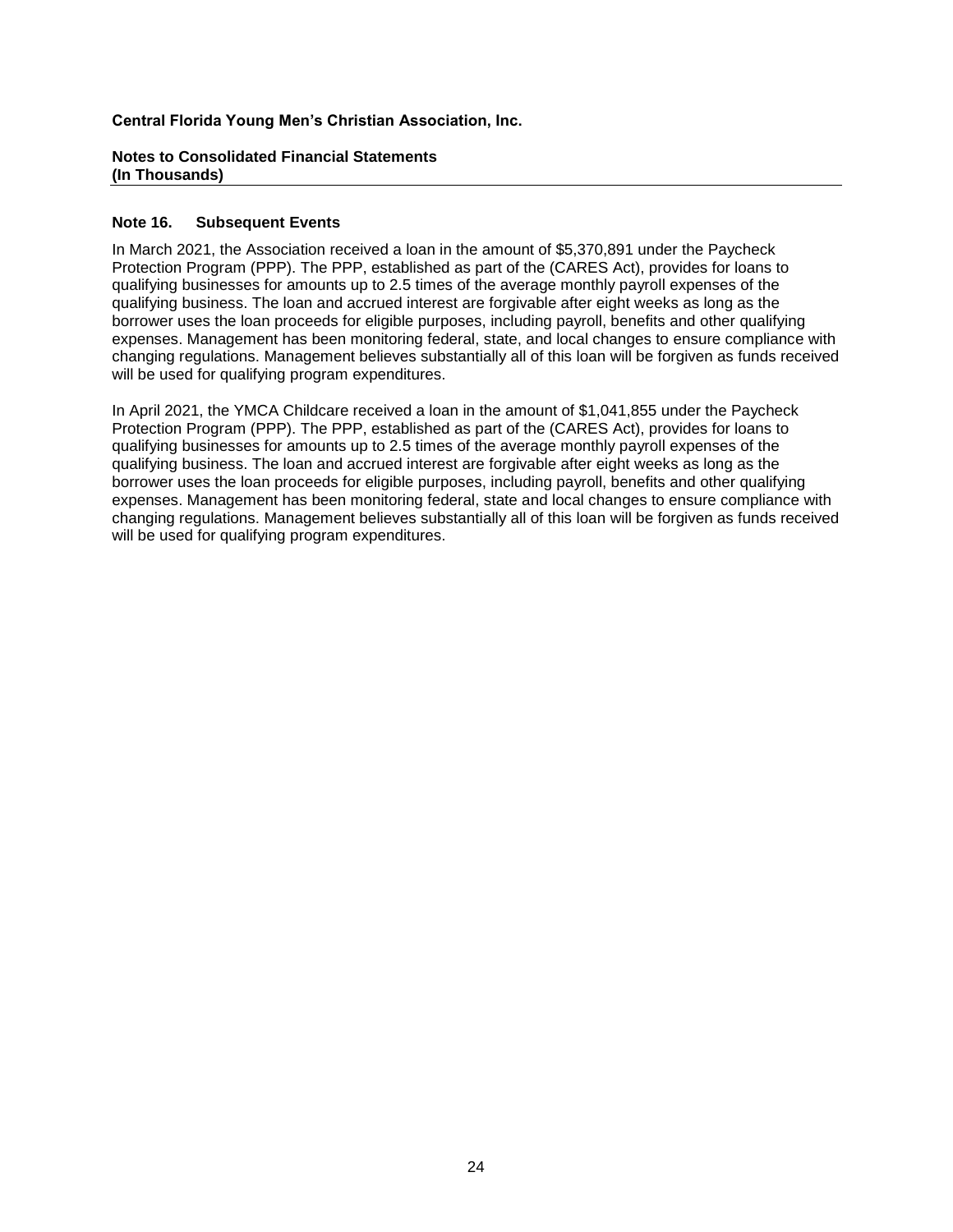**Central Florida Young Men's Christian Association, Inc.**

**Notes to Consolidated Financial Statements**
**(In Thousands)**

## Note 16. Subsequent Events

In March 2021, the Association received a loan in the amount of $5,370,891 under the Paycheck Protection Program (PPP). The PPP, established as part of the (CARES Act), provides for loans to qualifying businesses for amounts up to 2.5 times of the average monthly payroll expenses of the qualifying business. The loan and accrued interest are forgivable after eight weeks as long as the borrower uses the loan proceeds for eligible purposes, including payroll, benefits and other qualifying expenses. Management has been monitoring federal, state, and local changes to ensure compliance with changing regulations. Management believes substantially all of this loan will be forgiven as funds received will be used for qualifying program expenditures.

In April 2021, the YMCA Childcare received a loan in the amount of $1,041,855 under the Paycheck Protection Program (PPP). The PPP, established as part of the (CARES Act), provides for loans to qualifying businesses for amounts up to 2.5 times of the average monthly payroll expenses of the qualifying business. The loan and accrued interest are forgivable after eight weeks as long as the borrower uses the loan proceeds for eligible purposes, including payroll, benefits and other qualifying expenses. Management has been monitoring federal, state and local changes to ensure compliance with changing regulations. Management believes substantially all of this loan will be forgiven as funds received will be used for qualifying program expenditures.